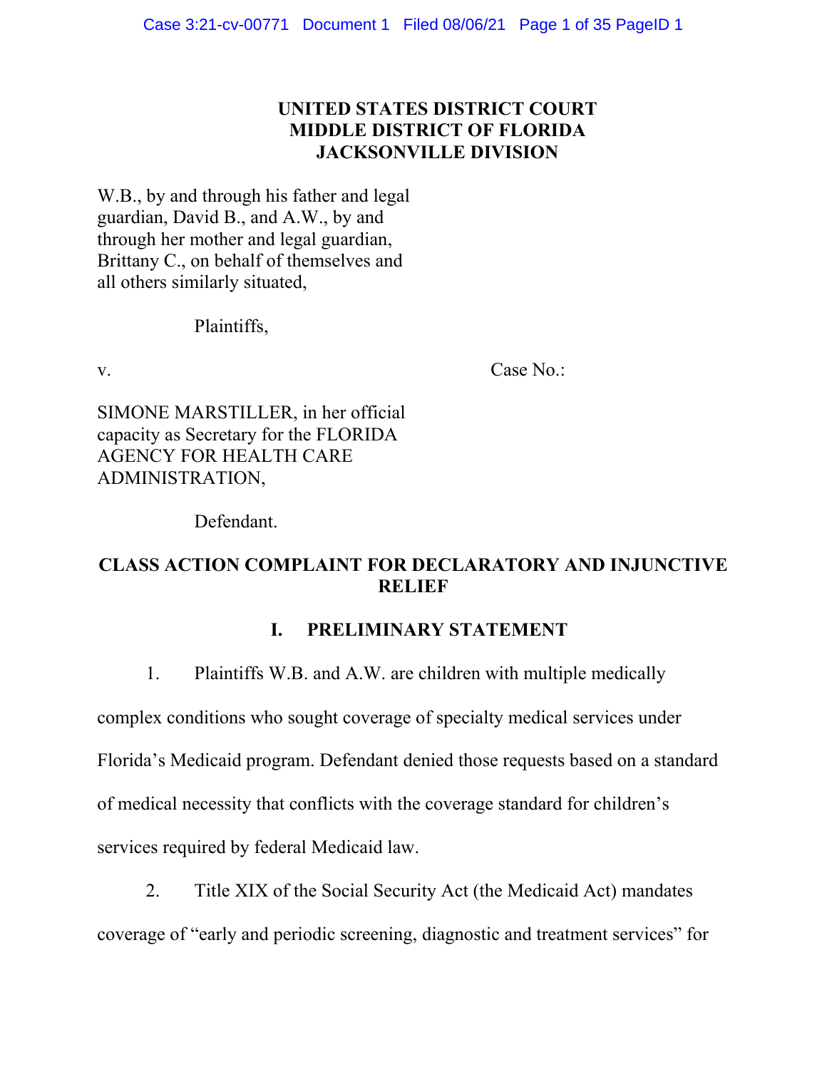**UNITED STATES DISTRICT COURT**
**MIDDLE DISTRICT OF FLORIDA**
**JACKSONVILLE DIVISION**

W.B., by and through his father and legal guardian, David B., and A.W., by and through her mother and legal guardian, Brittany C., on behalf of themselves and all others similarly situated,

Plaintiffs,

v. Case No.:

SIMONE MARSTILLER, in her official capacity as Secretary for the FLORIDA AGENCY FOR HEALTH CARE ADMINISTRATION,

Defendant.

## CLASS ACTION COMPLAINT FOR DECLARATORY AND INJUNCTIVE RELIEF

## I. PRELIMINARY STATEMENT

1. Plaintiffs W.B. and A.W. are children with multiple medically complex conditions who sought coverage of specialty medical services under Florida's Medicaid program. Defendant denied those requests based on a standard of medical necessity that conflicts with the coverage standard for children's services required by federal Medicaid law.

2. Title XIX of the Social Security Act (the Medicaid Act) mandates coverage of "early and periodic screening, diagnostic and treatment services" for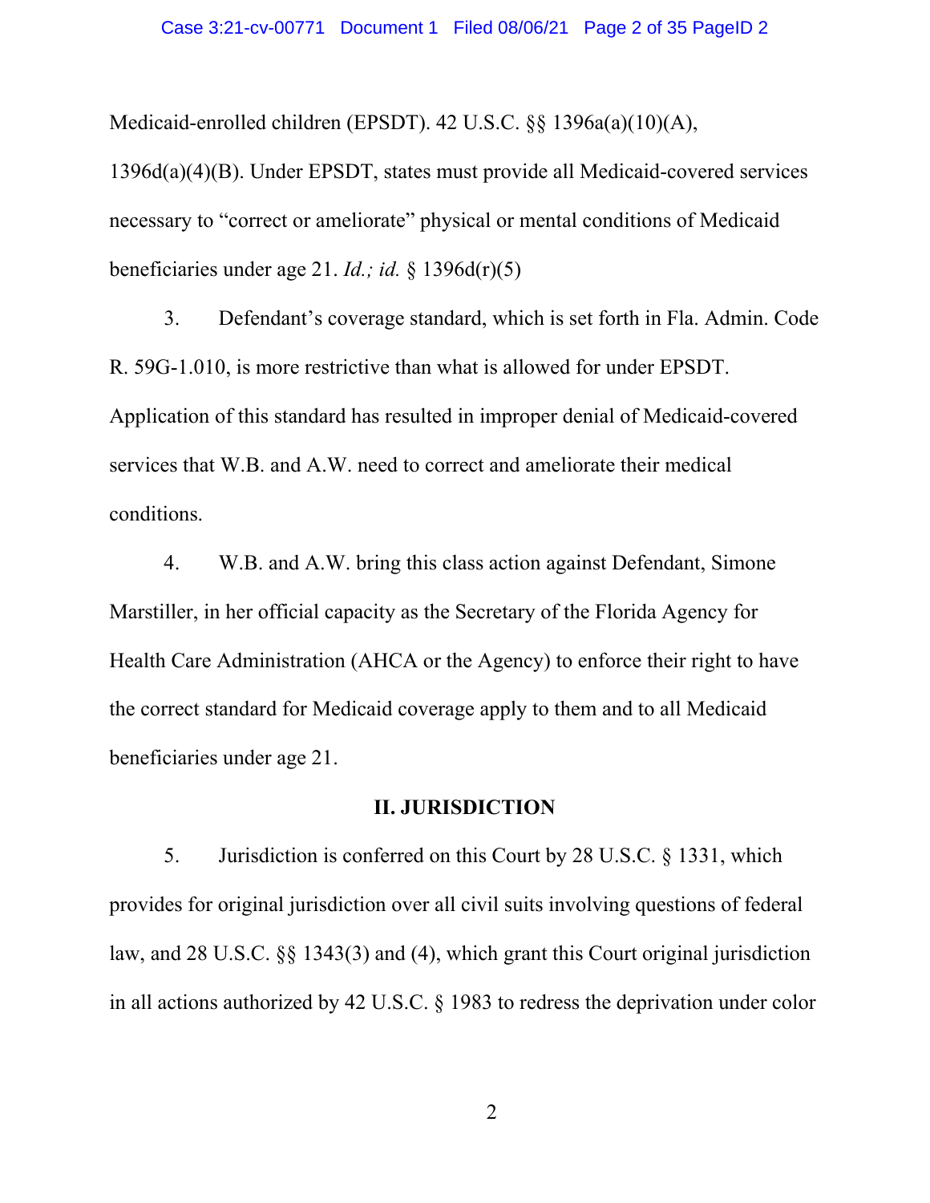Medicaid-enrolled children (EPSDT). 42 U.S.C. §§ 1396a(a)(10)(A), 1396d(a)(4)(B). Under EPSDT, states must provide all Medicaid-covered services necessary to "correct or ameliorate" physical or mental conditions of Medicaid beneficiaries under age 21. *Id.; id.* § 1396d(r)(5)

3. Defendant's coverage standard, which is set forth in Fla. Admin. Code R. 59G-1.010, is more restrictive than what is allowed for under EPSDT. Application of this standard has resulted in improper denial of Medicaid-covered services that W.B. and A.W. need to correct and ameliorate their medical conditions.

4. W.B. and A.W. bring this class action against Defendant, Simone Marstiller, in her official capacity as the Secretary of the Florida Agency for Health Care Administration (AHCA or the Agency) to enforce their right to have the correct standard for Medicaid coverage apply to them and to all Medicaid beneficiaries under age 21.

## II. JURISDICTION

5. Jurisdiction is conferred on this Court by 28 U.S.C. § 1331, which provides for original jurisdiction over all civil suits involving questions of federal law, and 28 U.S.C. §§ 1343(3) and (4), which grant this Court original jurisdiction in all actions authorized by 42 U.S.C. § 1983 to redress the deprivation under color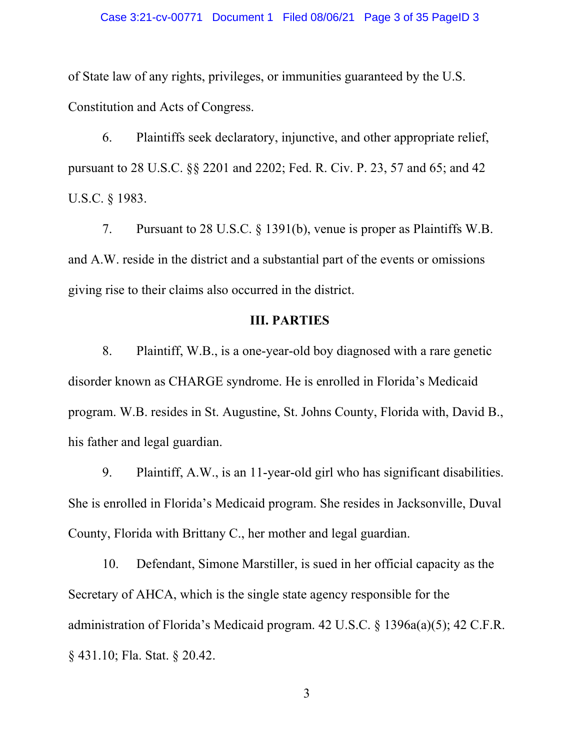of State law of any rights, privileges, or immunities guaranteed by the U.S. Constitution and Acts of Congress.

6. Plaintiffs seek declaratory, injunctive, and other appropriate relief, pursuant to 28 U.S.C. §§ 2201 and 2202; Fed. R. Civ. P. 23, 57 and 65; and 42 U.S.C. § 1983.

7. Pursuant to 28 U.S.C. § 1391(b), venue is proper as Plaintiffs W.B. and A.W. reside in the district and a substantial part of the events or omissions giving rise to their claims also occurred in the district.

## III. PARTIES

8. Plaintiff, W.B., is a one-year-old boy diagnosed with a rare genetic disorder known as CHARGE syndrome. He is enrolled in Florida's Medicaid program. W.B. resides in St. Augustine, St. Johns County, Florida with, David B., his father and legal guardian.

9. Plaintiff, A.W., is an 11-year-old girl who has significant disabilities. She is enrolled in Florida's Medicaid program. She resides in Jacksonville, Duval County, Florida with Brittany C., her mother and legal guardian.

10. Defendant, Simone Marstiller, is sued in her official capacity as the Secretary of AHCA, which is the single state agency responsible for the administration of Florida's Medicaid program. 42 U.S.C. § 1396a(a)(5); 42 C.F.R. § 431.10; Fla. Stat. § 20.42.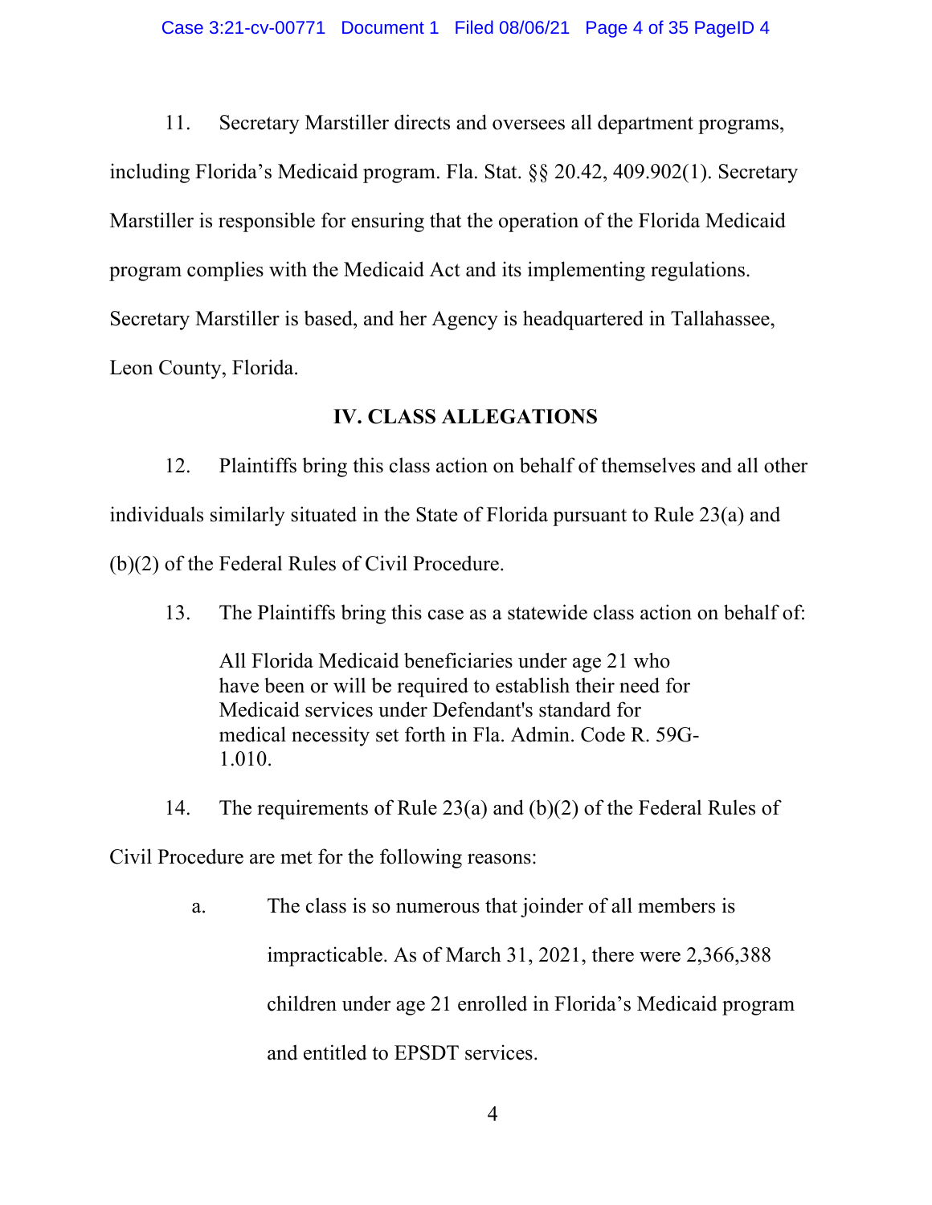11. Secretary Marstiller directs and oversees all department programs, including Florida's Medicaid program. Fla. Stat. §§ 20.42, 409.902(1). Secretary Marstiller is responsible for ensuring that the operation of the Florida Medicaid program complies with the Medicaid Act and its implementing regulations. Secretary Marstiller is based, and her Agency is headquartered in Tallahassee, Leon County, Florida.

## IV. CLASS ALLEGATIONS

12. Plaintiffs bring this class action on behalf of themselves and all other individuals similarly situated in the State of Florida pursuant to Rule 23(a) and (b)(2) of the Federal Rules of Civil Procedure.

13. The Plaintiffs bring this case as a statewide class action on behalf of:

> All Florida Medicaid beneficiaries under age 21 who have been or will be required to establish their need for Medicaid services under Defendant's standard for medical necessity set forth in Fla. Admin. Code R. 59G-1.010.

14. The requirements of Rule 23(a) and (b)(2) of the Federal Rules of Civil Procedure are met for the following reasons:

a. The class is so numerous that joinder of all members is impracticable. As of March 31, 2021, there were 2,366,388 children under age 21 enrolled in Florida's Medicaid program and entitled to EPSDT services.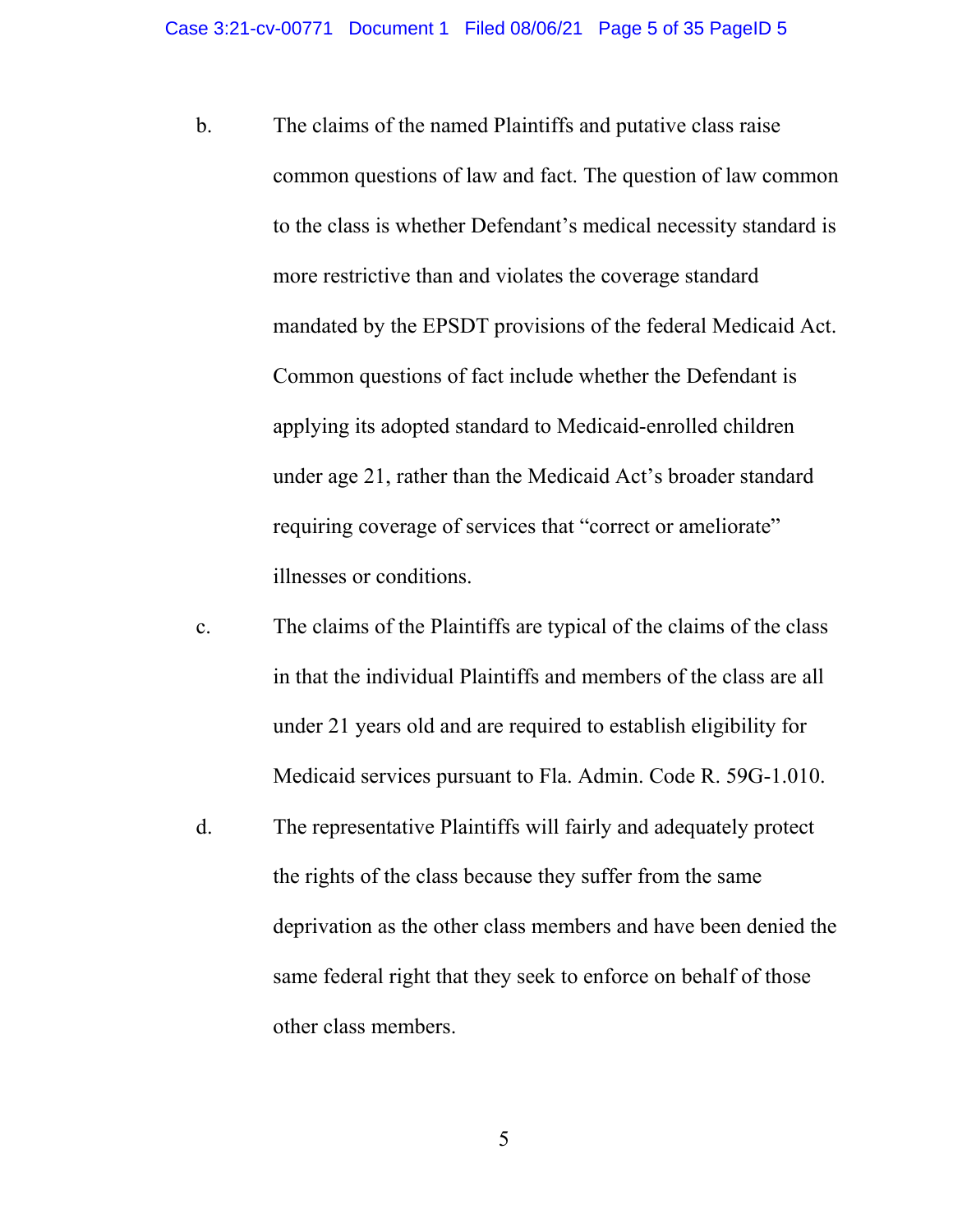b. The claims of the named Plaintiffs and putative class raise common questions of law and fact. The question of law common to the class is whether Defendant's medical necessity standard is more restrictive than and violates the coverage standard mandated by the EPSDT provisions of the federal Medicaid Act. Common questions of fact include whether the Defendant is applying its adopted standard to Medicaid-enrolled children under age 21, rather than the Medicaid Act's broader standard requiring coverage of services that "correct or ameliorate" illnesses or conditions.

c. The claims of the Plaintiffs are typical of the claims of the class in that the individual Plaintiffs and members of the class are all under 21 years old and are required to establish eligibility for Medicaid services pursuant to Fla. Admin. Code R. 59G-1.010.

d. The representative Plaintiffs will fairly and adequately protect the rights of the class because they suffer from the same deprivation as the other class members and have been denied the same federal right that they seek to enforce on behalf of those other class members.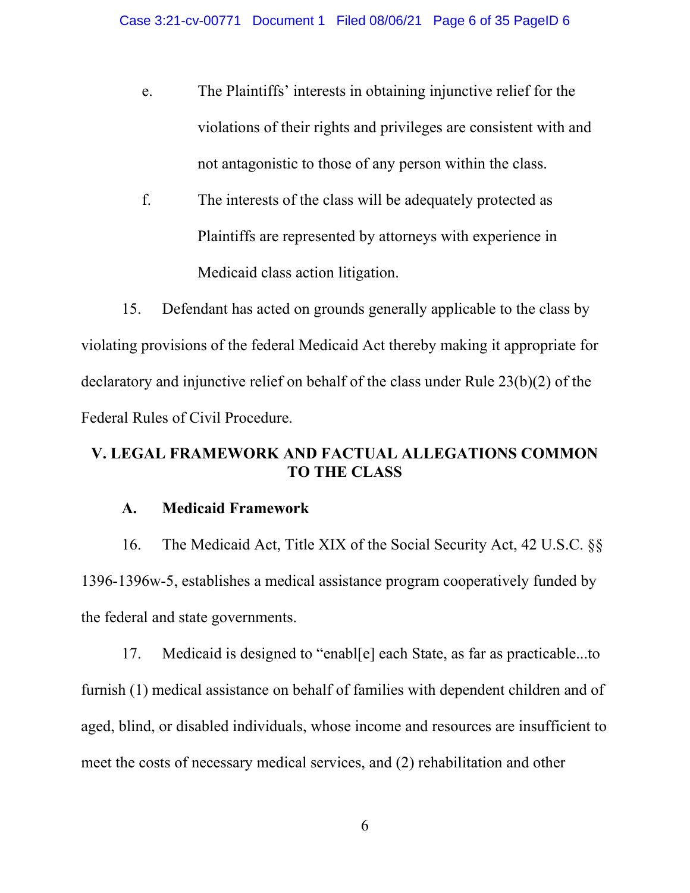e. The Plaintiffs' interests in obtaining injunctive relief for the violations of their rights and privileges are consistent with and not antagonistic to those of any person within the class.

f. The interests of the class will be adequately protected as Plaintiffs are represented by attorneys with experience in Medicaid class action litigation.

15. Defendant has acted on grounds generally applicable to the class by violating provisions of the federal Medicaid Act thereby making it appropriate for declaratory and injunctive relief on behalf of the class under Rule 23(b)(2) of the Federal Rules of Civil Procedure.

## V. LEGAL FRAMEWORK AND FACTUAL ALLEGATIONS COMMON TO THE CLASS

### A. Medicaid Framework

16. The Medicaid Act, Title XIX of the Social Security Act, 42 U.S.C. §§ 1396-1396w-5, establishes a medical assistance program cooperatively funded by the federal and state governments.

17. Medicaid is designed to "enabl[e] each State, as far as practicable...to furnish (1) medical assistance on behalf of families with dependent children and of aged, blind, or disabled individuals, whose income and resources are insufficient to meet the costs of necessary medical services, and (2) rehabilitation and other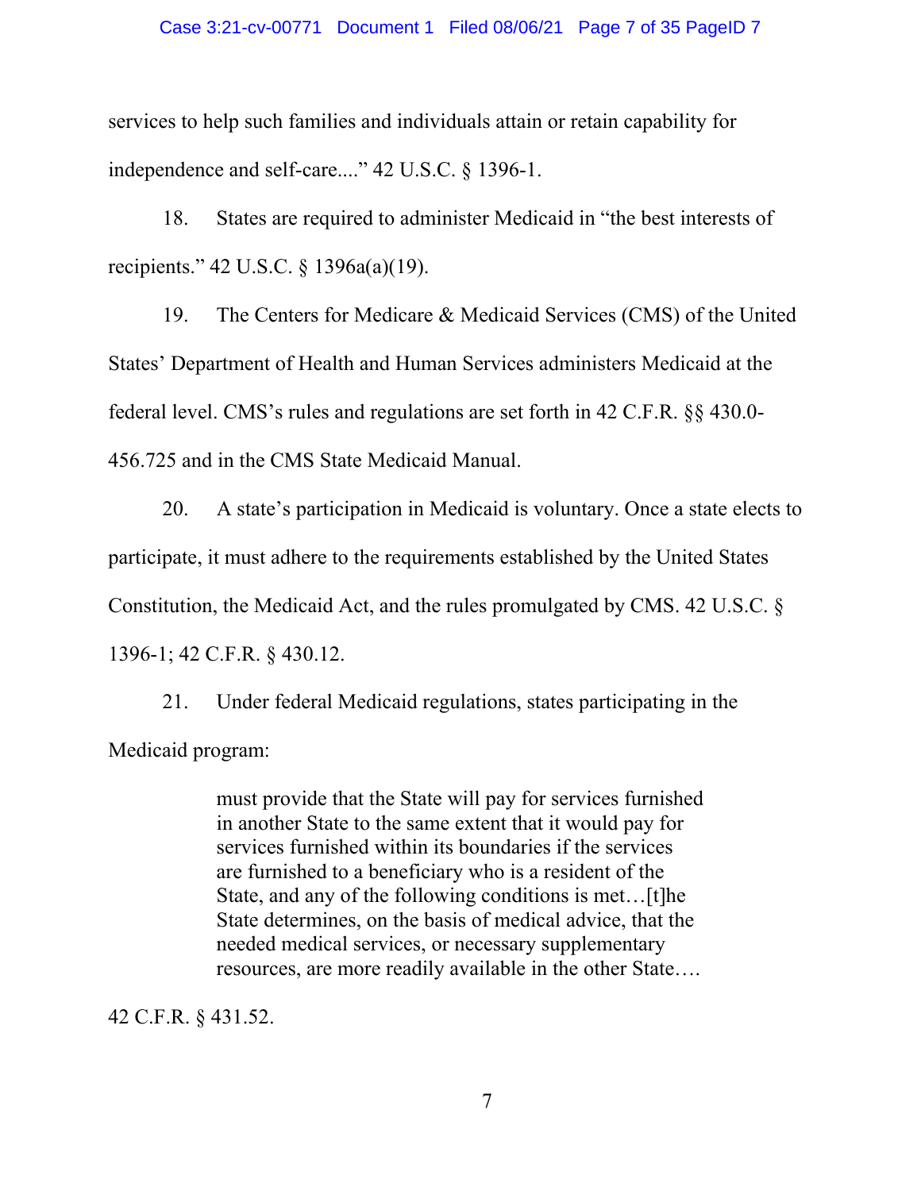services to help such families and individuals attain or retain capability for independence and self-care...." 42 U.S.C. § 1396-1.

18. States are required to administer Medicaid in "the best interests of recipients." 42 U.S.C. § 1396a(a)(19).

19. The Centers for Medicare & Medicaid Services (CMS) of the United States' Department of Health and Human Services administers Medicaid at the federal level. CMS's rules and regulations are set forth in 42 C.F.R. §§ 430.0-456.725 and in the CMS State Medicaid Manual.

20. A state's participation in Medicaid is voluntary. Once a state elects to participate, it must adhere to the requirements established by the United States Constitution, the Medicaid Act, and the rules promulgated by CMS. 42 U.S.C. § 1396-1; 42 C.F.R. § 430.12.

21. Under federal Medicaid regulations, states participating in the Medicaid program:

> must provide that the State will pay for services furnished in another State to the same extent that it would pay for services furnished within its boundaries if the services are furnished to a beneficiary who is a resident of the State, and any of the following conditions is met…[t]he State determines, on the basis of medical advice, that the needed medical services, or necessary supplementary resources, are more readily available in the other State….

42 C.F.R. § 431.52.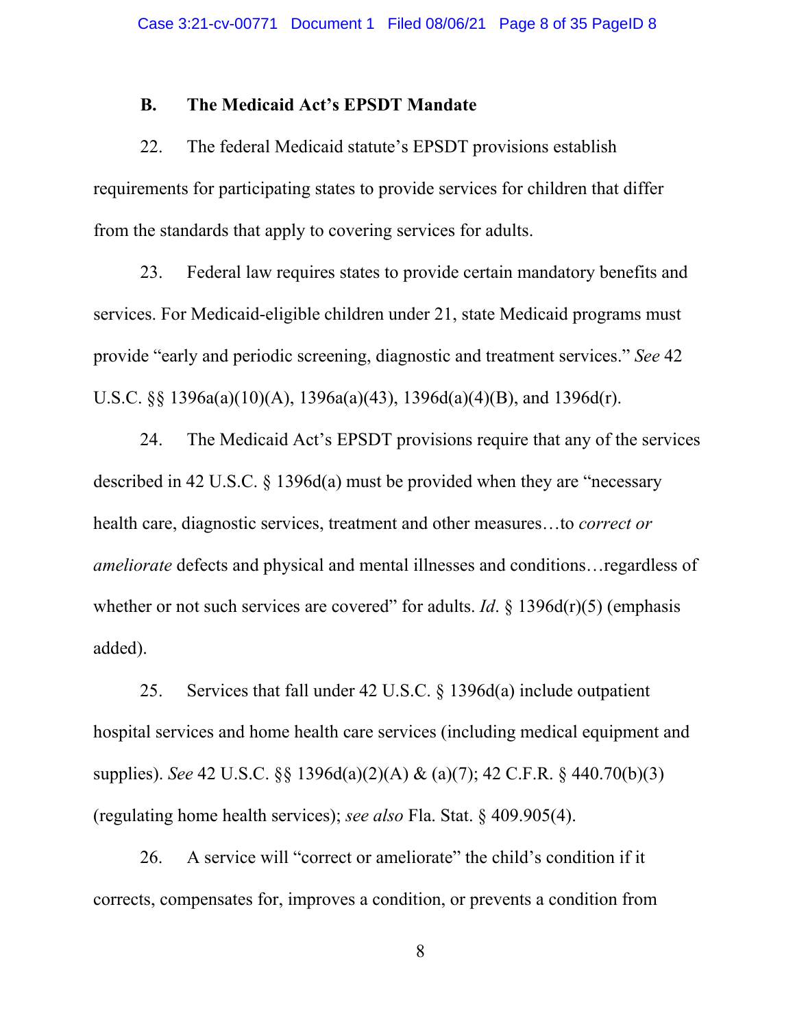### B. The Medicaid Act's EPSDT Mandate

22. The federal Medicaid statute's EPSDT provisions establish requirements for participating states to provide services for children that differ from the standards that apply to covering services for adults.

23. Federal law requires states to provide certain mandatory benefits and services. For Medicaid-eligible children under 21, state Medicaid programs must provide "early and periodic screening, diagnostic and treatment services." *See* 42 U.S.C. §§ 1396a(a)(10)(A), 1396a(a)(43), 1396d(a)(4)(B), and 1396d(r).

24. The Medicaid Act's EPSDT provisions require that any of the services described in 42 U.S.C. § 1396d(a) must be provided when they are "necessary health care, diagnostic services, treatment and other measures…to *correct or ameliorate* defects and physical and mental illnesses and conditions…regardless of whether or not such services are covered" for adults. *Id*. § 1396d(r)(5) (emphasis added).

25. Services that fall under 42 U.S.C. § 1396d(a) include outpatient hospital services and home health care services (including medical equipment and supplies). *See* 42 U.S.C. §§ 1396d(a)(2)(A) & (a)(7); 42 C.F.R. § 440.70(b)(3) (regulating home health services); *see also* Fla. Stat. § 409.905(4).

26. A service will "correct or ameliorate" the child's condition if it corrects, compensates for, improves a condition, or prevents a condition from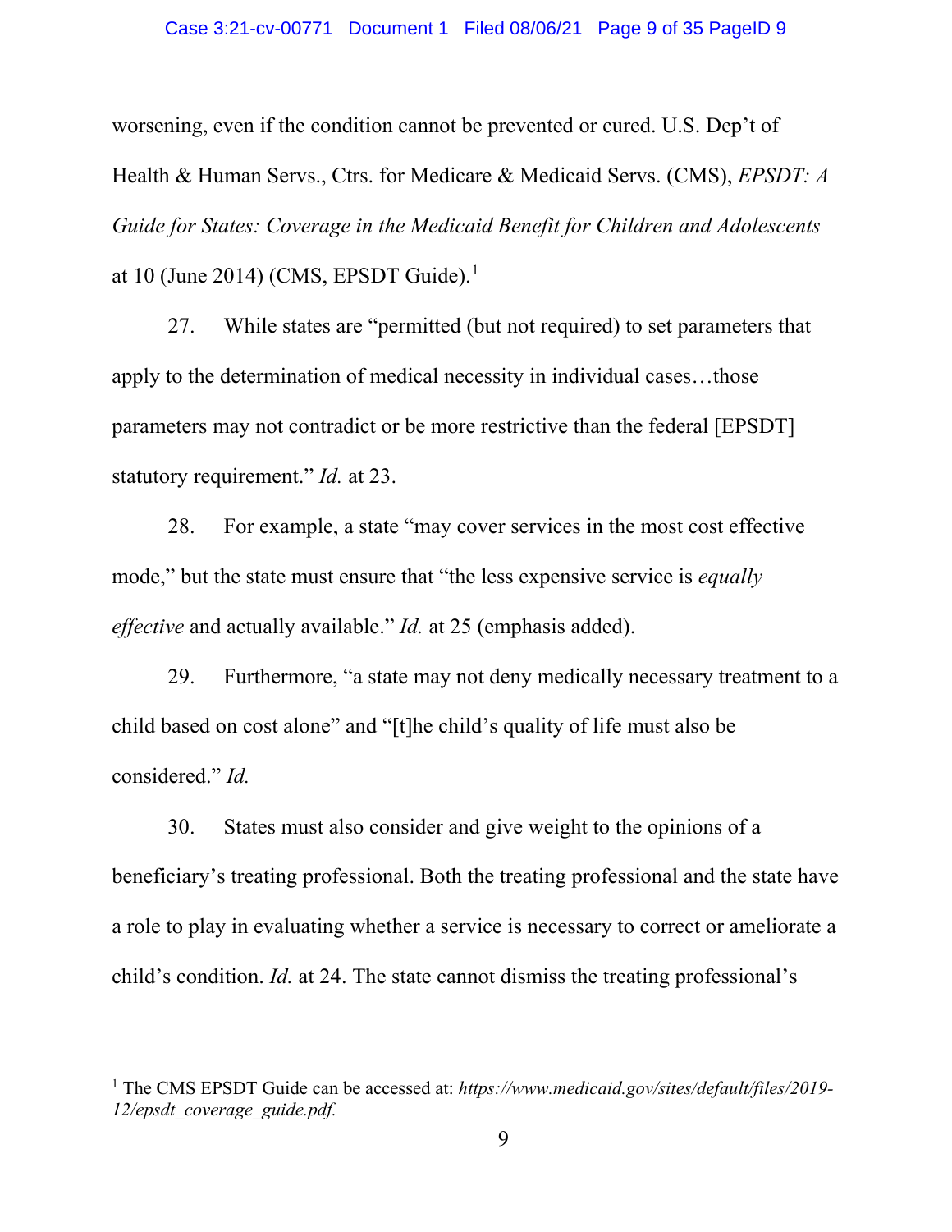worsening, even if the condition cannot be prevented or cured. U.S. Dep't of Health & Human Servs., Ctrs. for Medicare & Medicaid Servs. (CMS), *EPSDT: A Guide for States: Coverage in the Medicaid Benefit for Children and Adolescents* at 10 (June 2014) (CMS, EPSDT Guide).[1]

27. While states are "permitted (but not required) to set parameters that apply to the determination of medical necessity in individual cases…those parameters may not contradict or be more restrictive than the federal [EPSDT] statutory requirement." *Id.* at 23.

28. For example, a state "may cover services in the most cost effective mode," but the state must ensure that "the less expensive service is *equally effective* and actually available." *Id.* at 25 (emphasis added).

29. Furthermore, "a state may not deny medically necessary treatment to a child based on cost alone" and "[t]he child's quality of life must also be considered." *Id.*

30. States must also consider and give weight to the opinions of a beneficiary's treating professional. Both the treating professional and the state have a role to play in evaluating whether a service is necessary to correct or ameliorate a child's condition. *Id.* at 24. The state cannot dismiss the treating professional's

[1] The CMS EPSDT Guide can be accessed at: *https://www.medicaid.gov/sites/default/files/2019-12/epsdt_coverage_guide.pdf.*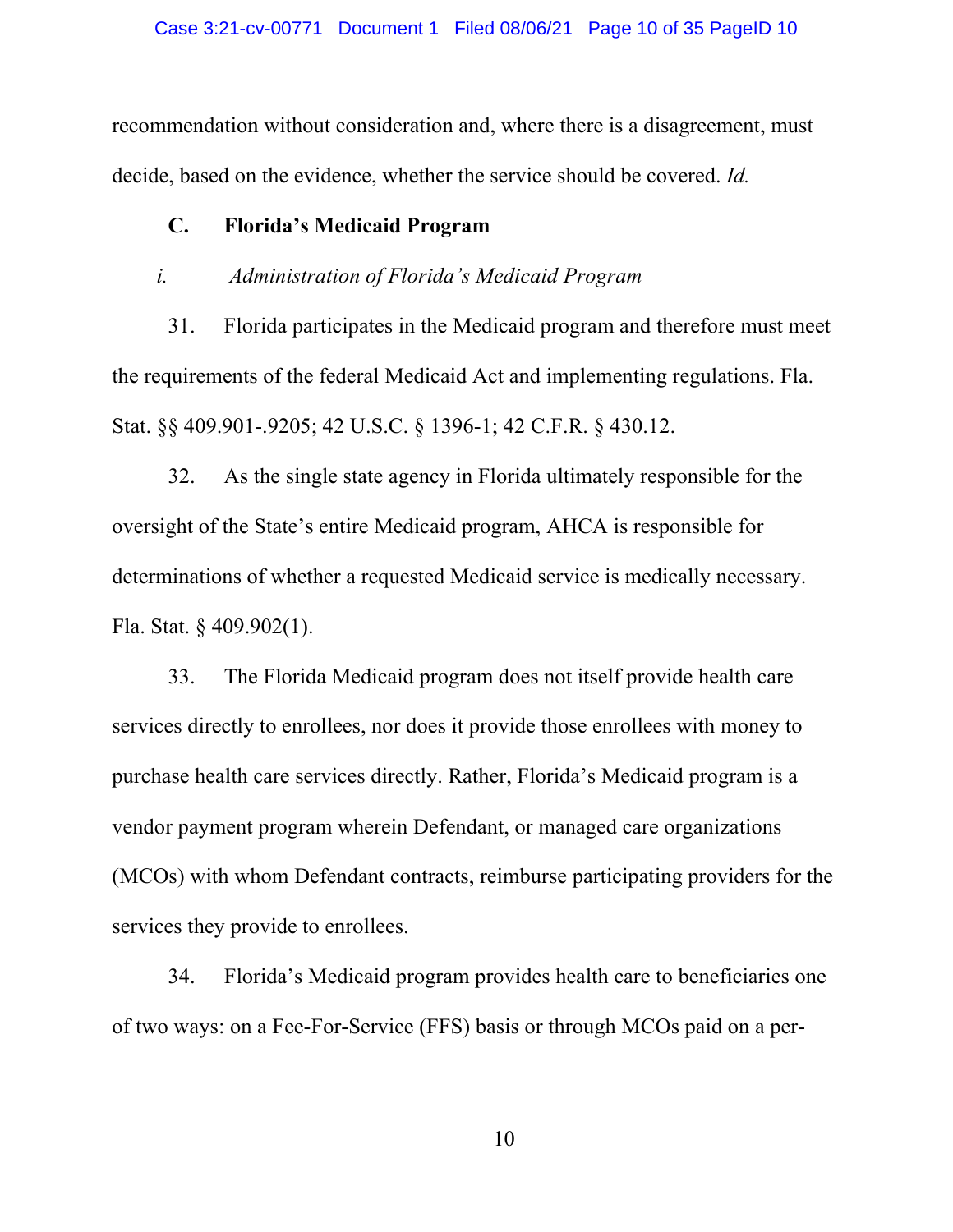recommendation without consideration and, where there is a disagreement, must decide, based on the evidence, whether the service should be covered. *Id.*

### C. Florida's Medicaid Program

#### *i. Administration of Florida's Medicaid Program*

31. Florida participates in the Medicaid program and therefore must meet the requirements of the federal Medicaid Act and implementing regulations. Fla. Stat. §§ 409.901-.9205; 42 U.S.C. § 1396-1; 42 C.F.R. § 430.12.

32. As the single state agency in Florida ultimately responsible for the oversight of the State's entire Medicaid program, AHCA is responsible for determinations of whether a requested Medicaid service is medically necessary. Fla. Stat. § 409.902(1).

33. The Florida Medicaid program does not itself provide health care services directly to enrollees, nor does it provide those enrollees with money to purchase health care services directly. Rather, Florida's Medicaid program is a vendor payment program wherein Defendant, or managed care organizations (MCOs) with whom Defendant contracts, reimburse participating providers for the services they provide to enrollees.

34. Florida's Medicaid program provides health care to beneficiaries one of two ways: on a Fee-For-Service (FFS) basis or through MCOs paid on a per-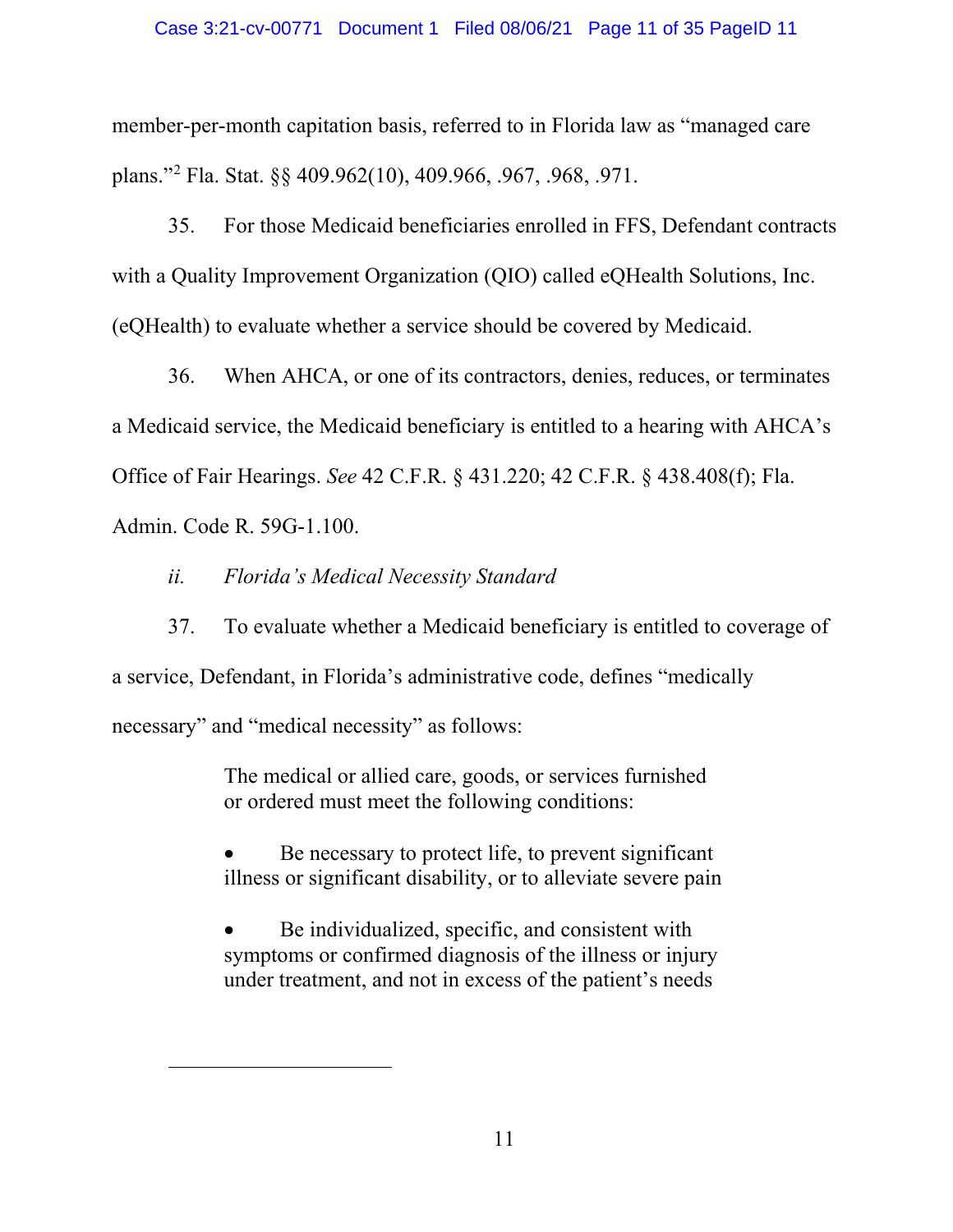member-per-month capitation basis, referred to in Florida law as "managed care plans."[2] Fla. Stat. §§ 409.962(10), 409.966, .967, .968, .971.

35. For those Medicaid beneficiaries enrolled in FFS, Defendant contracts with a Quality Improvement Organization (QIO) called eQHealth Solutions, Inc. (eQHealth) to evaluate whether a service should be covered by Medicaid.

36. When AHCA, or one of its contractors, denies, reduces, or terminates a Medicaid service, the Medicaid beneficiary is entitled to a hearing with AHCA's Office of Fair Hearings. *See* 42 C.F.R. § 431.220; 42 C.F.R. § 438.408(f); Fla. Admin. Code R. 59G-1.100.

*ii. Florida's Medical Necessity Standard*

37. To evaluate whether a Medicaid beneficiary is entitled to coverage of a service, Defendant, in Florida's administrative code, defines "medically necessary" and "medical necessity" as follows:

> The medical or allied care, goods, or services furnished or ordered must meet the following conditions:
>
> - Be necessary to protect life, to prevent significant illness or significant disability, or to alleviate severe pain
>
> - Be individualized, specific, and consistent with symptoms or confirmed diagnosis of the illness or injury under treatment, and not in excess of the patient's needs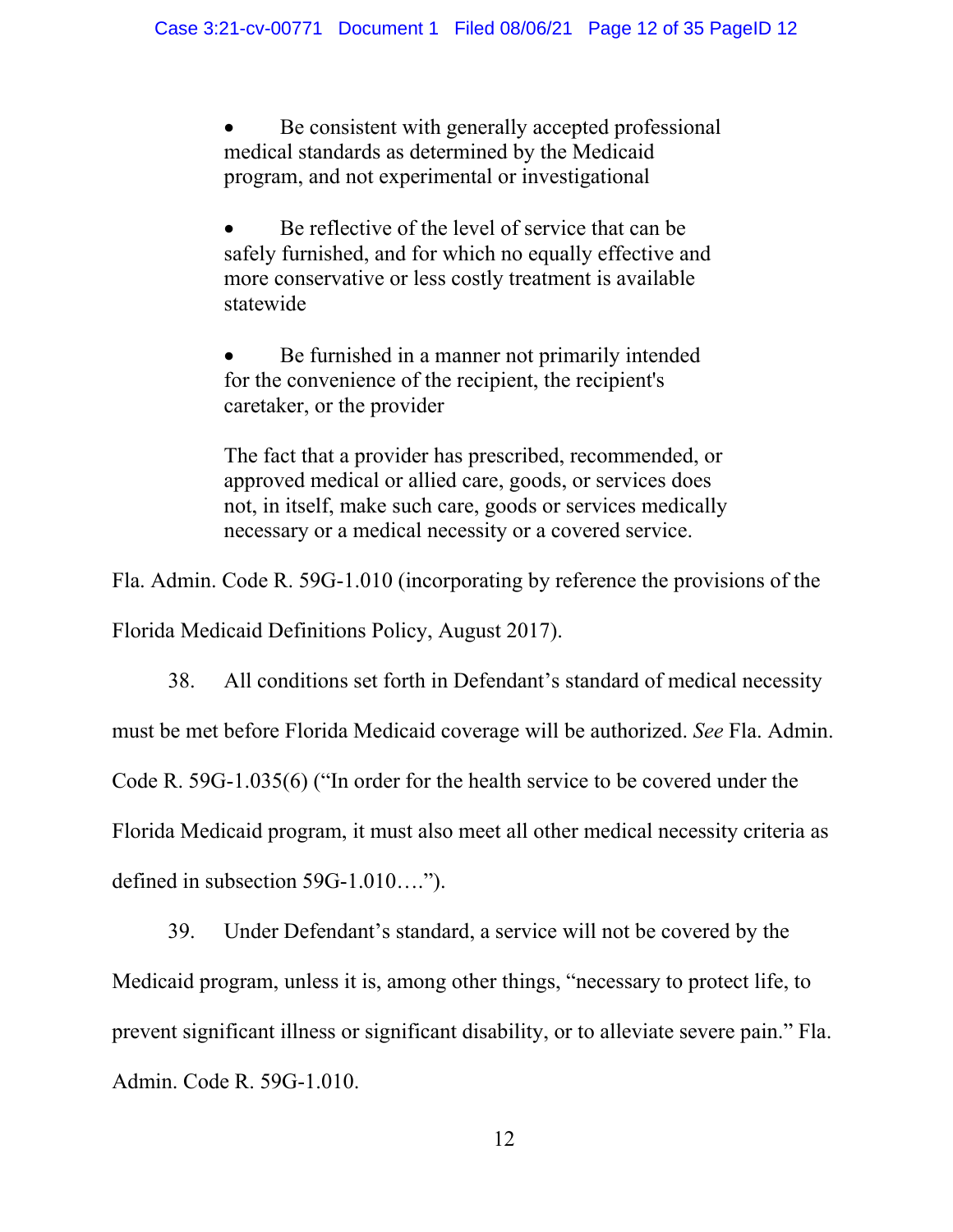> - Be consistent with generally accepted professional medical standards as determined by the Medicaid program, and not experimental or investigational
>
> - Be reflective of the level of service that can be safely furnished, and for which no equally effective and more conservative or less costly treatment is available statewide
>
> - Be furnished in a manner not primarily intended for the convenience of the recipient, the recipient's caretaker, or the provider
>
> The fact that a provider has prescribed, recommended, or approved medical or allied care, goods, or services does not, in itself, make such care, goods or services medically necessary or a medical necessity or a covered service.

Fla. Admin. Code R. 59G-1.010 (incorporating by reference the provisions of the Florida Medicaid Definitions Policy, August 2017).

38. All conditions set forth in Defendant's standard of medical necessity must be met before Florida Medicaid coverage will be authorized. *See* Fla. Admin. Code R. 59G-1.035(6) ("In order for the health service to be covered under the Florida Medicaid program, it must also meet all other medical necessity criteria as defined in subsection 59G-1.010….").

39. Under Defendant's standard, a service will not be covered by the Medicaid program, unless it is, among other things, "necessary to protect life, to prevent significant illness or significant disability, or to alleviate severe pain." Fla. Admin. Code R. 59G-1.010.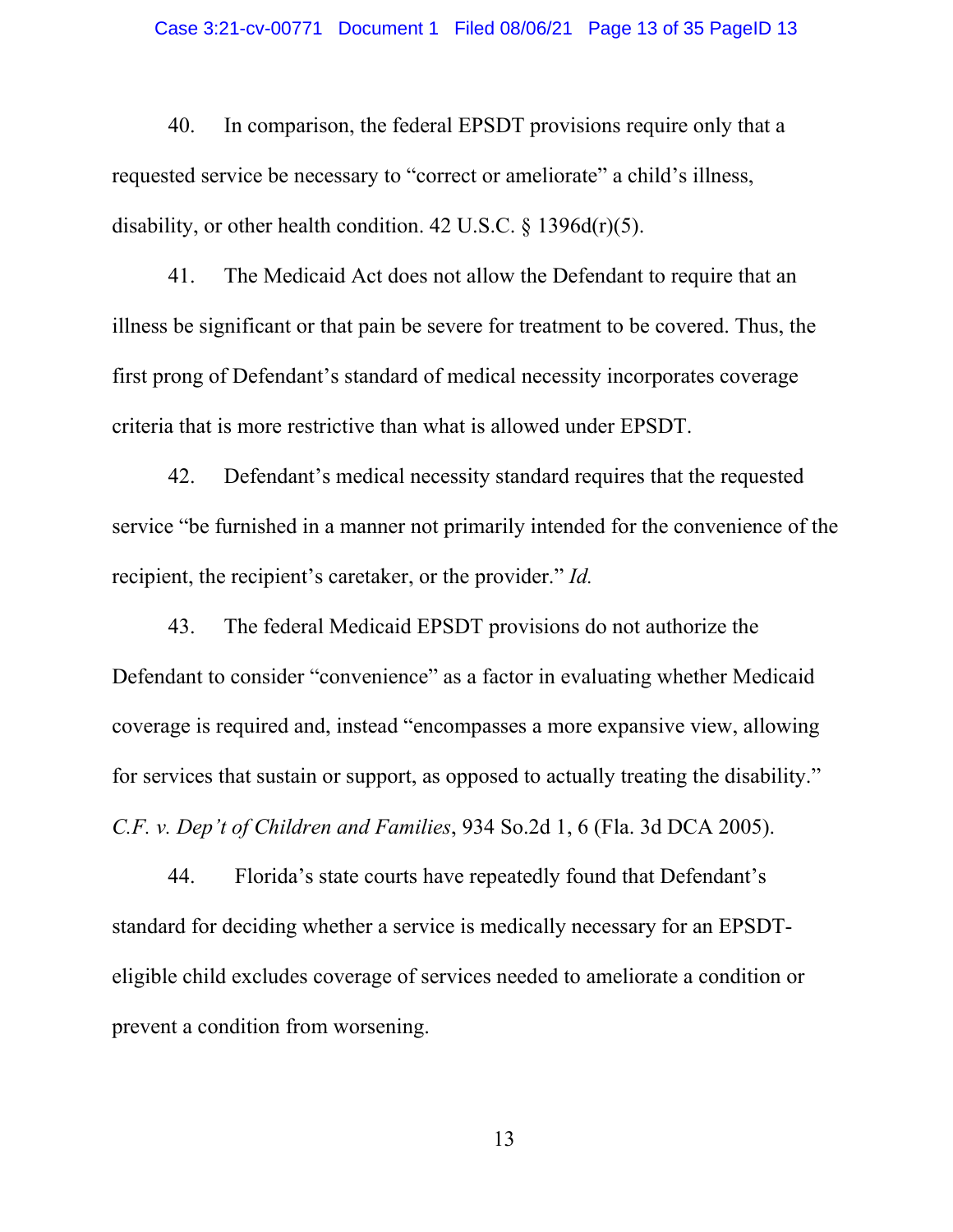40. In comparison, the federal EPSDT provisions require only that a requested service be necessary to "correct or ameliorate" a child's illness, disability, or other health condition. 42 U.S.C. § 1396d(r)(5).

41. The Medicaid Act does not allow the Defendant to require that an illness be significant or that pain be severe for treatment to be covered. Thus, the first prong of Defendant's standard of medical necessity incorporates coverage criteria that is more restrictive than what is allowed under EPSDT.

42. Defendant's medical necessity standard requires that the requested service "be furnished in a manner not primarily intended for the convenience of the recipient, the recipient's caretaker, or the provider." *Id.*

43. The federal Medicaid EPSDT provisions do not authorize the Defendant to consider "convenience" as a factor in evaluating whether Medicaid coverage is required and, instead "encompasses a more expansive view, allowing for services that sustain or support, as opposed to actually treating the disability." *C.F. v. Dep't of Children and Families*, 934 So.2d 1, 6 (Fla. 3d DCA 2005).

44. Florida's state courts have repeatedly found that Defendant's standard for deciding whether a service is medically necessary for an EPSDT-eligible child excludes coverage of services needed to ameliorate a condition or prevent a condition from worsening.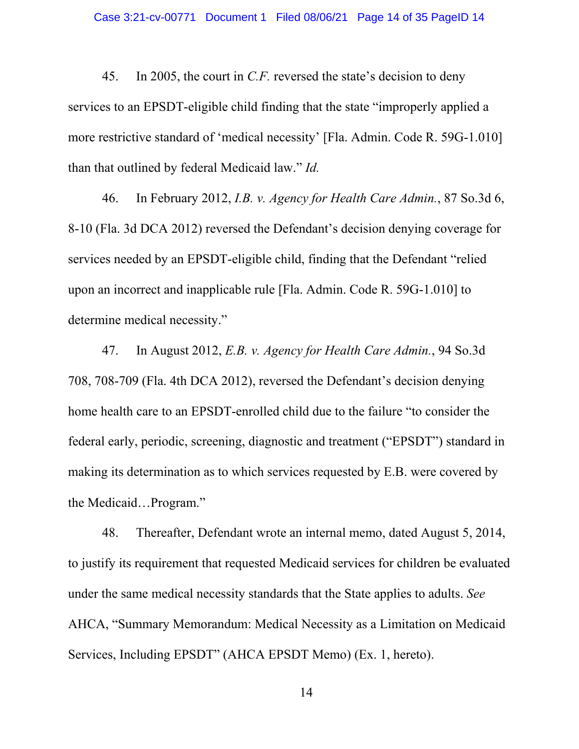45. In 2005, the court in *C.F.* reversed the state's decision to deny services to an EPSDT-eligible child finding that the state "improperly applied a more restrictive standard of 'medical necessity' [Fla. Admin. Code R. 59G-1.010] than that outlined by federal Medicaid law." *Id.*

46. In February 2012, *I.B. v. Agency for Health Care Admin.*, 87 So.3d 6, 8-10 (Fla. 3d DCA 2012) reversed the Defendant's decision denying coverage for services needed by an EPSDT-eligible child, finding that the Defendant "relied upon an incorrect and inapplicable rule [Fla. Admin. Code R. 59G-1.010] to determine medical necessity."

47. In August 2012, *E.B. v. Agency for Health Care Admin.*, 94 So.3d 708, 708-709 (Fla. 4th DCA 2012), reversed the Defendant's decision denying home health care to an EPSDT-enrolled child due to the failure "to consider the federal early, periodic, screening, diagnostic and treatment ("EPSDT") standard in making its determination as to which services requested by E.B. were covered by the Medicaid…Program."

48. Thereafter, Defendant wrote an internal memo, dated August 5, 2014, to justify its requirement that requested Medicaid services for children be evaluated under the same medical necessity standards that the State applies to adults. *See* AHCA, "Summary Memorandum: Medical Necessity as a Limitation on Medicaid Services, Including EPSDT" (AHCA EPSDT Memo) (Ex. 1, hereto).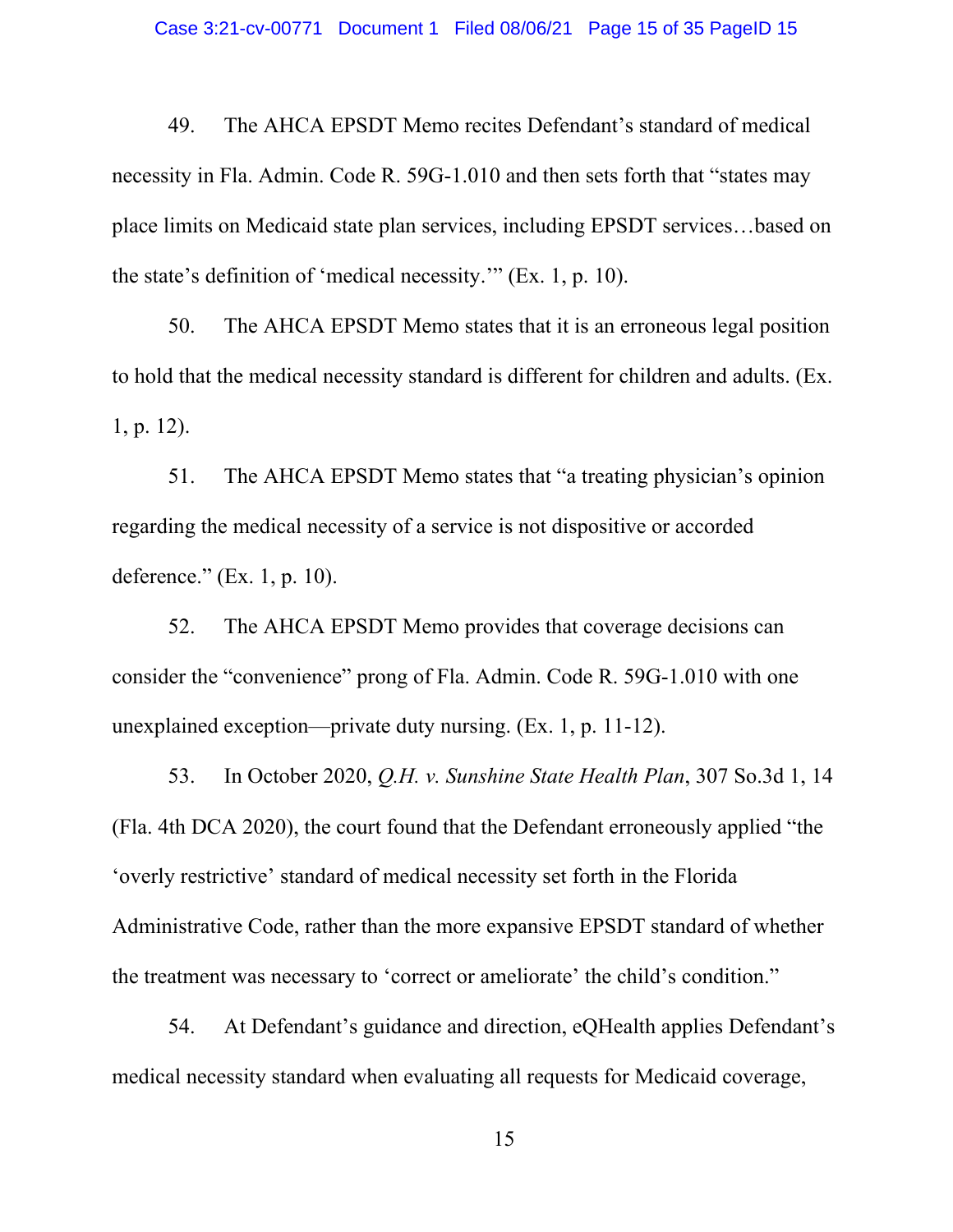49. The AHCA EPSDT Memo recites Defendant's standard of medical necessity in Fla. Admin. Code R. 59G-1.010 and then sets forth that "states may place limits on Medicaid state plan services, including EPSDT services…based on the state's definition of 'medical necessity.'" (Ex. 1, p. 10).

50. The AHCA EPSDT Memo states that it is an erroneous legal position to hold that the medical necessity standard is different for children and adults. (Ex. 1, p. 12).

51. The AHCA EPSDT Memo states that "a treating physician's opinion regarding the medical necessity of a service is not dispositive or accorded deference." (Ex. 1, p. 10).

52. The AHCA EPSDT Memo provides that coverage decisions can consider the "convenience" prong of Fla. Admin. Code R. 59G-1.010 with one unexplained exception—private duty nursing. (Ex. 1, p. 11-12).

53. In October 2020, *Q.H. v. Sunshine State Health Plan*, 307 So.3d 1, 14 (Fla. 4th DCA 2020), the court found that the Defendant erroneously applied "the 'overly restrictive' standard of medical necessity set forth in the Florida Administrative Code, rather than the more expansive EPSDT standard of whether the treatment was necessary to 'correct or ameliorate' the child's condition."

54. At Defendant's guidance and direction, eQHealth applies Defendant's medical necessity standard when evaluating all requests for Medicaid coverage,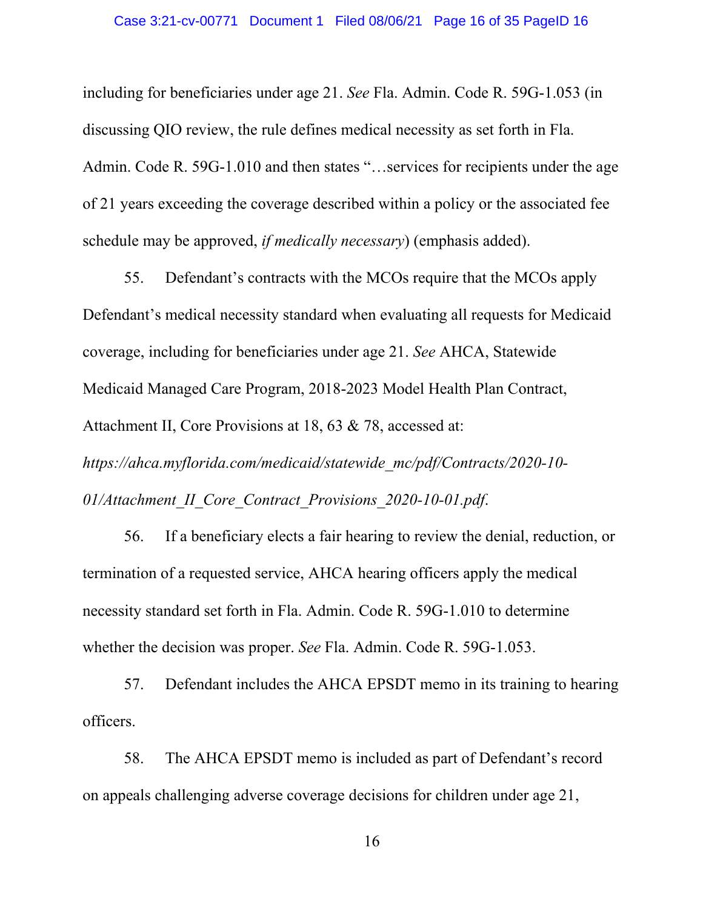including for beneficiaries under age 21. *See* Fla. Admin. Code R. 59G-1.053 (in discussing QIO review, the rule defines medical necessity as set forth in Fla. Admin. Code R. 59G-1.010 and then states "…services for recipients under the age of 21 years exceeding the coverage described within a policy or the associated fee schedule may be approved, *if medically necessary*) (emphasis added).

55. Defendant's contracts with the MCOs require that the MCOs apply Defendant's medical necessity standard when evaluating all requests for Medicaid coverage, including for beneficiaries under age 21. *See* AHCA, Statewide Medicaid Managed Care Program, 2018-2023 Model Health Plan Contract, Attachment II, Core Provisions at 18, 63 & 78, accessed at: *https://ahca.myflorida.com/medicaid/statewide_mc/pdf/Contracts/2020-10-01/Attachment_II_Core_Contract_Provisions_2020-10-01.pdf*.

56. If a beneficiary elects a fair hearing to review the denial, reduction, or termination of a requested service, AHCA hearing officers apply the medical necessity standard set forth in Fla. Admin. Code R. 59G-1.010 to determine whether the decision was proper. *See* Fla. Admin. Code R. 59G-1.053.

57. Defendant includes the AHCA EPSDT memo in its training to hearing officers.

58. The AHCA EPSDT memo is included as part of Defendant's record on appeals challenging adverse coverage decisions for children under age 21,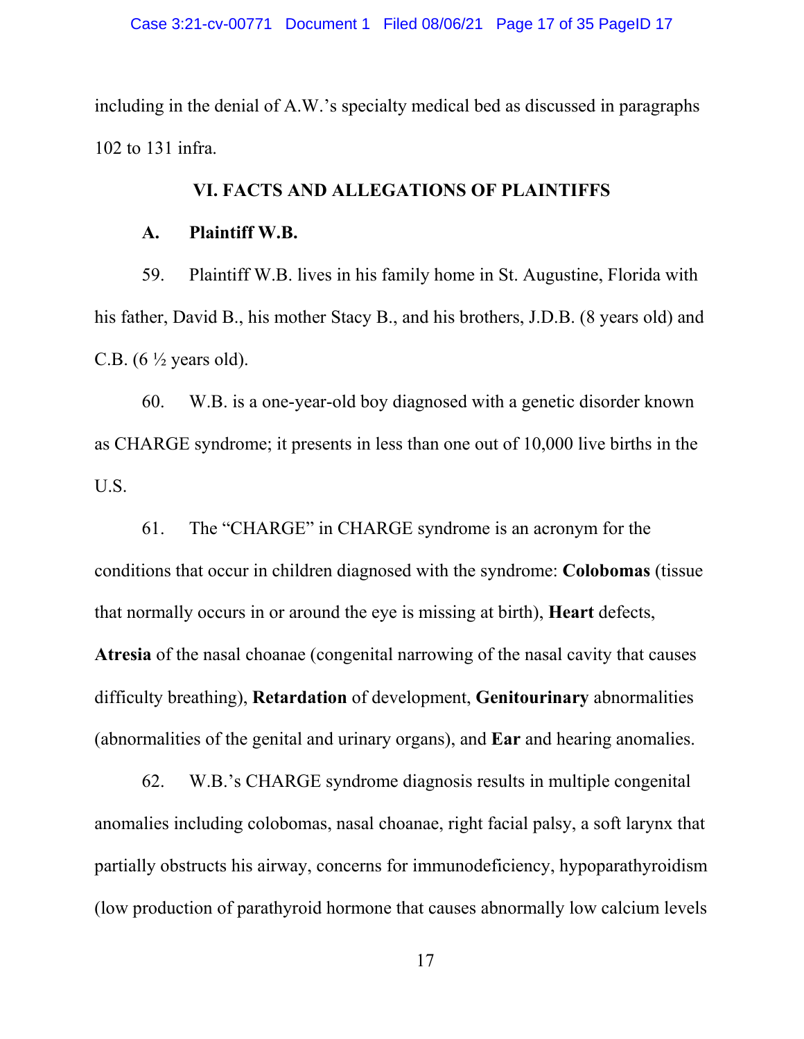including in the denial of A.W.'s specialty medical bed as discussed in paragraphs 102 to 131 infra.

## VI. FACTS AND ALLEGATIONS OF PLAINTIFFS

### A. Plaintiff W.B.

59. Plaintiff W.B. lives in his family home in St. Augustine, Florida with his father, David B., his mother Stacy B., and his brothers, J.D.B. (8 years old) and C.B. (6 ½ years old).

60. W.B. is a one-year-old boy diagnosed with a genetic disorder known as CHARGE syndrome; it presents in less than one out of 10,000 live births in the U.S.

61. The "CHARGE" in CHARGE syndrome is an acronym for the conditions that occur in children diagnosed with the syndrome: **Colobomas** (tissue that normally occurs in or around the eye is missing at birth), **Heart** defects, **Atresia** of the nasal choanae (congenital narrowing of the nasal cavity that causes difficulty breathing), **Retardation** of development, **Genitourinary** abnormalities (abnormalities of the genital and urinary organs), and **Ear** and hearing anomalies.

62. W.B.'s CHARGE syndrome diagnosis results in multiple congenital anomalies including colobomas, nasal choanae, right facial palsy, a soft larynx that partially obstructs his airway, concerns for immunodeficiency, hypoparathyroidism (low production of parathyroid hormone that causes abnormally low calcium levels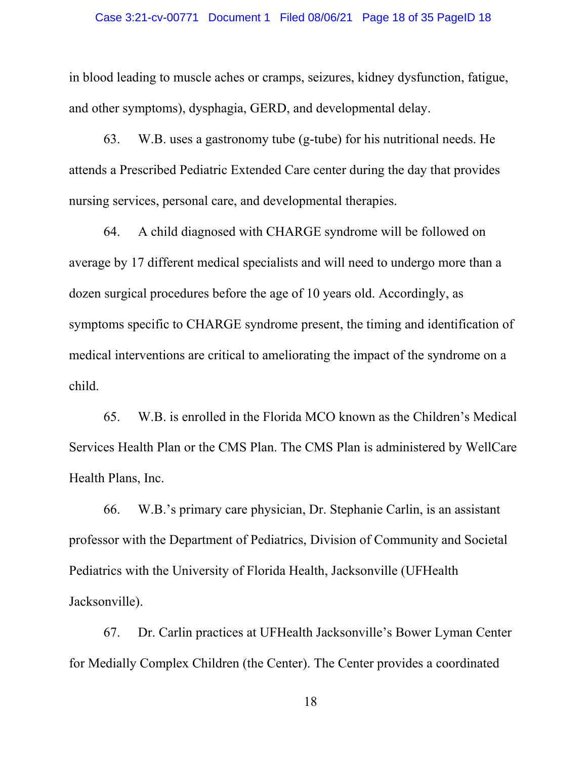in blood leading to muscle aches or cramps, seizures, kidney dysfunction, fatigue, and other symptoms), dysphagia, GERD, and developmental delay.

63. W.B. uses a gastronomy tube (g-tube) for his nutritional needs. He attends a Prescribed Pediatric Extended Care center during the day that provides nursing services, personal care, and developmental therapies.

64. A child diagnosed with CHARGE syndrome will be followed on average by 17 different medical specialists and will need to undergo more than a dozen surgical procedures before the age of 10 years old. Accordingly, as symptoms specific to CHARGE syndrome present, the timing and identification of medical interventions are critical to ameliorating the impact of the syndrome on a child.

65. W.B. is enrolled in the Florida MCO known as the Children's Medical Services Health Plan or the CMS Plan. The CMS Plan is administered by WellCare Health Plans, Inc.

66. W.B.'s primary care physician, Dr. Stephanie Carlin, is an assistant professor with the Department of Pediatrics, Division of Community and Societal Pediatrics with the University of Florida Health, Jacksonville (UFHealth Jacksonville).

67. Dr. Carlin practices at UFHealth Jacksonville's Bower Lyman Center for Medially Complex Children (the Center). The Center provides a coordinated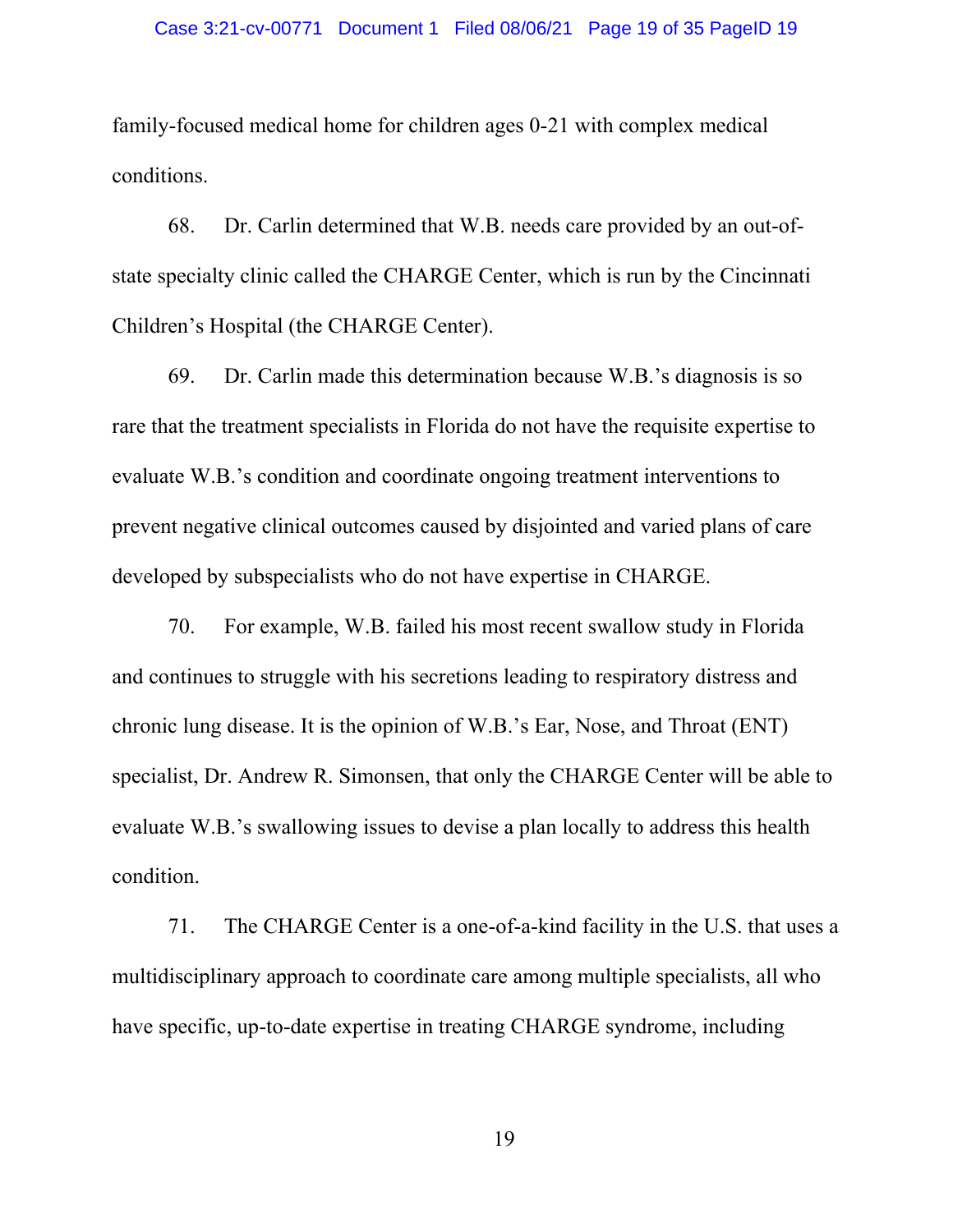family-focused medical home for children ages 0-21 with complex medical conditions.

68. Dr. Carlin determined that W.B. needs care provided by an out-of-state specialty clinic called the CHARGE Center, which is run by the Cincinnati Children's Hospital (the CHARGE Center).

69. Dr. Carlin made this determination because W.B.'s diagnosis is so rare that the treatment specialists in Florida do not have the requisite expertise to evaluate W.B.'s condition and coordinate ongoing treatment interventions to prevent negative clinical outcomes caused by disjointed and varied plans of care developed by subspecialists who do not have expertise in CHARGE.

70. For example, W.B. failed his most recent swallow study in Florida and continues to struggle with his secretions leading to respiratory distress and chronic lung disease. It is the opinion of W.B.'s Ear, Nose, and Throat (ENT) specialist, Dr. Andrew R. Simonsen, that only the CHARGE Center will be able to evaluate W.B.'s swallowing issues to devise a plan locally to address this health condition.

71. The CHARGE Center is a one-of-a-kind facility in the U.S. that uses a multidisciplinary approach to coordinate care among multiple specialists, all who have specific, up-to-date expertise in treating CHARGE syndrome, including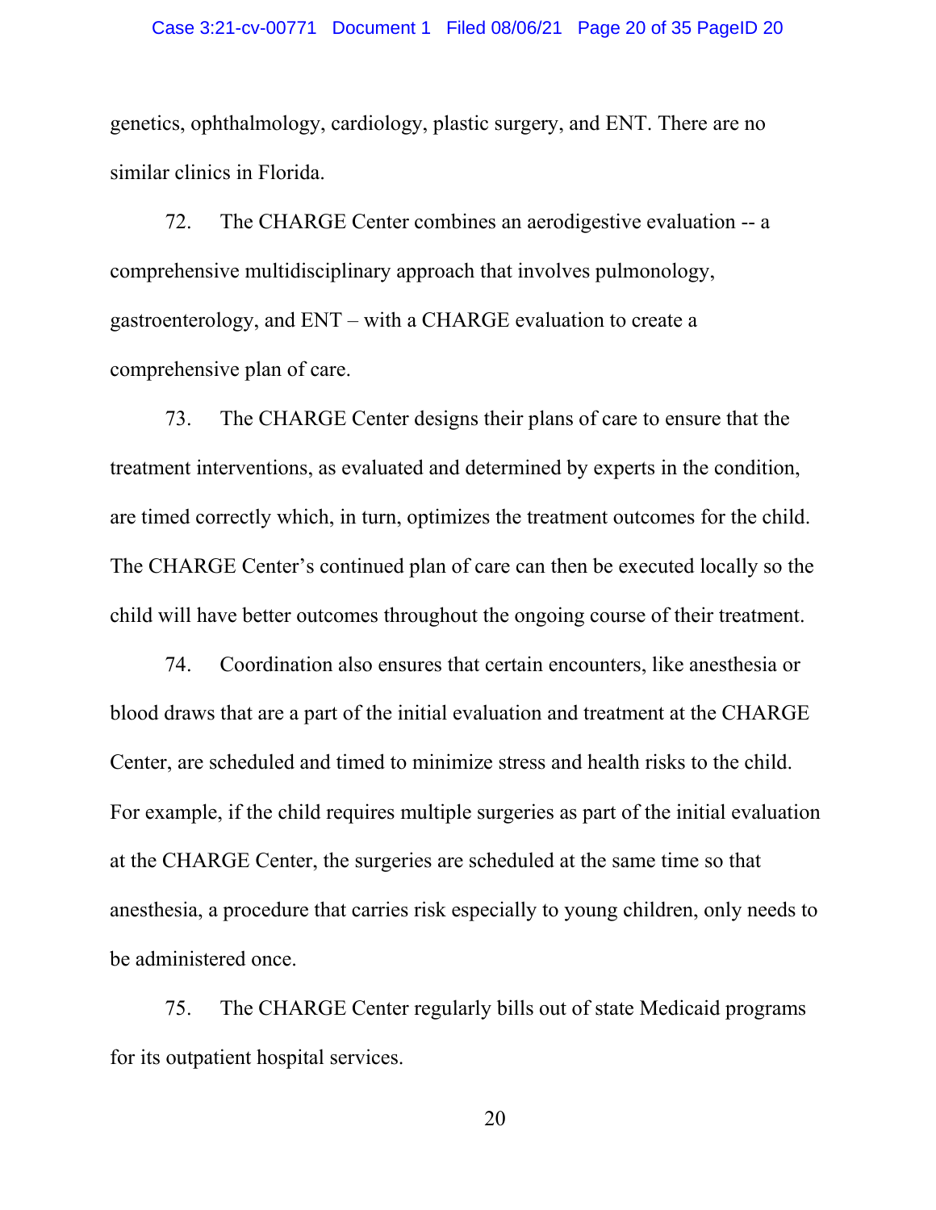genetics, ophthalmology, cardiology, plastic surgery, and ENT. There are no similar clinics in Florida.

72. The CHARGE Center combines an aerodigestive evaluation -- a comprehensive multidisciplinary approach that involves pulmonology, gastroenterology, and ENT – with a CHARGE evaluation to create a comprehensive plan of care.

73. The CHARGE Center designs their plans of care to ensure that the treatment interventions, as evaluated and determined by experts in the condition, are timed correctly which, in turn, optimizes the treatment outcomes for the child. The CHARGE Center's continued plan of care can then be executed locally so the child will have better outcomes throughout the ongoing course of their treatment.

74. Coordination also ensures that certain encounters, like anesthesia or blood draws that are a part of the initial evaluation and treatment at the CHARGE Center, are scheduled and timed to minimize stress and health risks to the child. For example, if the child requires multiple surgeries as part of the initial evaluation at the CHARGE Center, the surgeries are scheduled at the same time so that anesthesia, a procedure that carries risk especially to young children, only needs to be administered once.

75. The CHARGE Center regularly bills out of state Medicaid programs for its outpatient hospital services.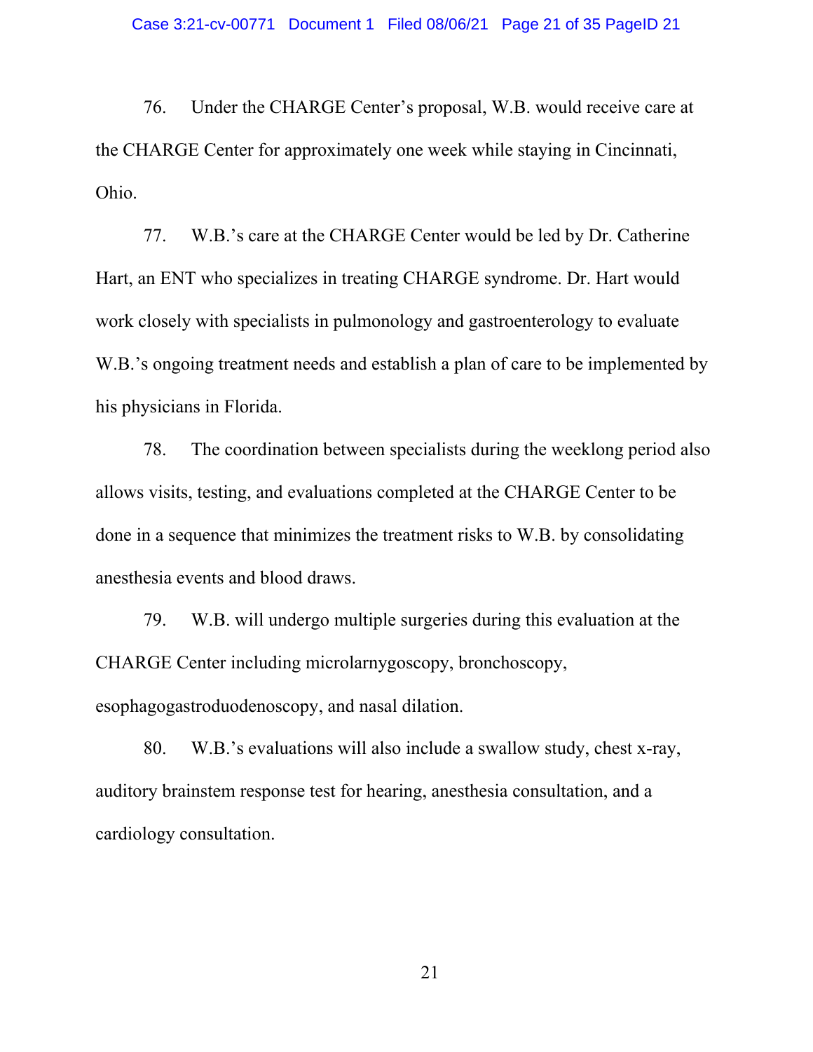76. Under the CHARGE Center's proposal, W.B. would receive care at the CHARGE Center for approximately one week while staying in Cincinnati, Ohio.

77. W.B.'s care at the CHARGE Center would be led by Dr. Catherine Hart, an ENT who specializes in treating CHARGE syndrome. Dr. Hart would work closely with specialists in pulmonology and gastroenterology to evaluate W.B.'s ongoing treatment needs and establish a plan of care to be implemented by his physicians in Florida.

78. The coordination between specialists during the weeklong period also allows visits, testing, and evaluations completed at the CHARGE Center to be done in a sequence that minimizes the treatment risks to W.B. by consolidating anesthesia events and blood draws.

79. W.B. will undergo multiple surgeries during this evaluation at the CHARGE Center including microlarnygoscopy, bronchoscopy, esophagogastroduodenoscopy, and nasal dilation.

80. W.B.'s evaluations will also include a swallow study, chest x-ray, auditory brainstem response test for hearing, anesthesia consultation, and a cardiology consultation.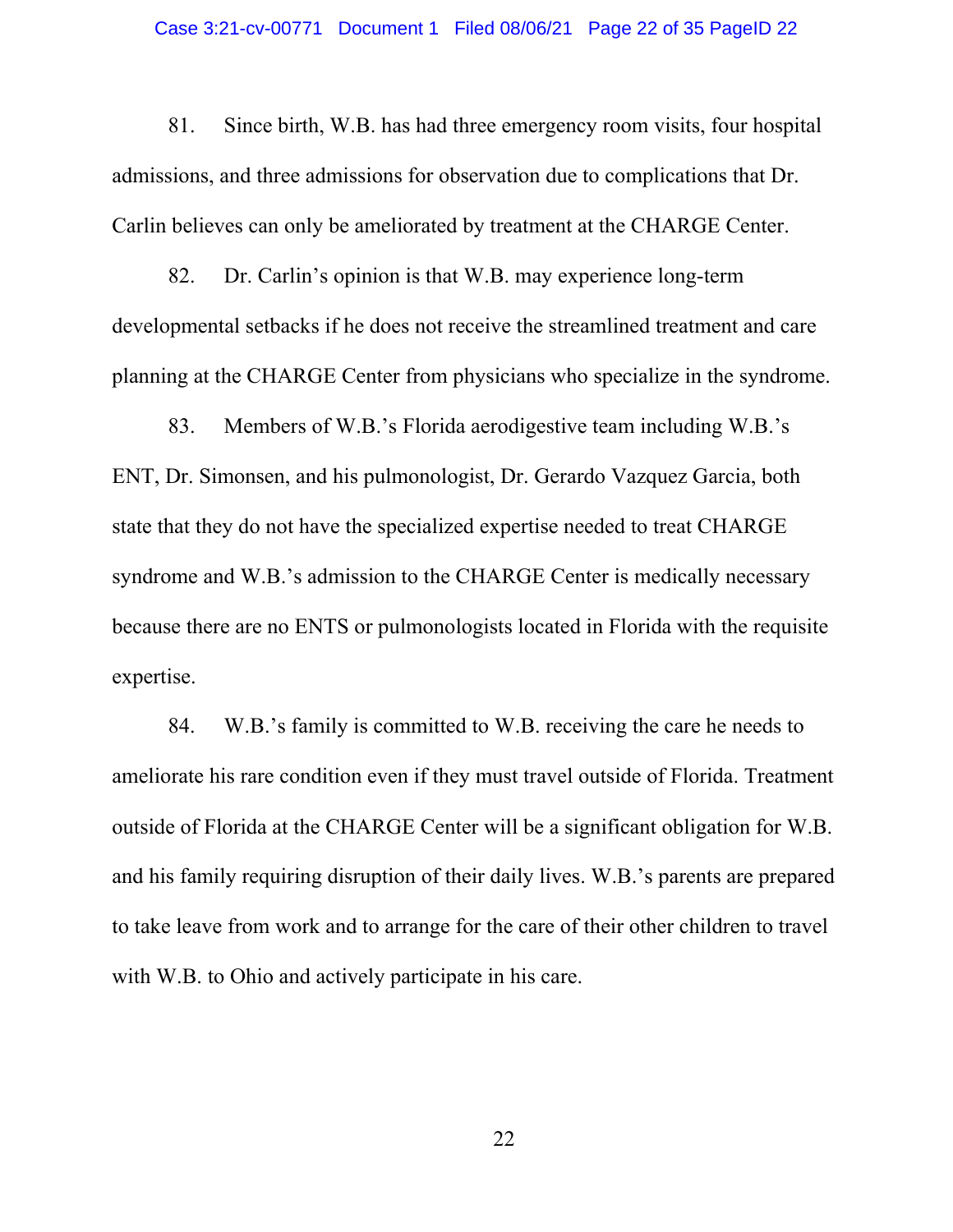81. Since birth, W.B. has had three emergency room visits, four hospital admissions, and three admissions for observation due to complications that Dr. Carlin believes can only be ameliorated by treatment at the CHARGE Center.

82. Dr. Carlin's opinion is that W.B. may experience long-term developmental setbacks if he does not receive the streamlined treatment and care planning at the CHARGE Center from physicians who specialize in the syndrome.

83. Members of W.B.'s Florida aerodigestive team including W.B.'s ENT, Dr. Simonsen, and his pulmonologist, Dr. Gerardo Vazquez Garcia, both state that they do not have the specialized expertise needed to treat CHARGE syndrome and W.B.'s admission to the CHARGE Center is medically necessary because there are no ENTS or pulmonologists located in Florida with the requisite expertise.

84. W.B.'s family is committed to W.B. receiving the care he needs to ameliorate his rare condition even if they must travel outside of Florida. Treatment outside of Florida at the CHARGE Center will be a significant obligation for W.B. and his family requiring disruption of their daily lives. W.B.'s parents are prepared to take leave from work and to arrange for the care of their other children to travel with W.B. to Ohio and actively participate in his care.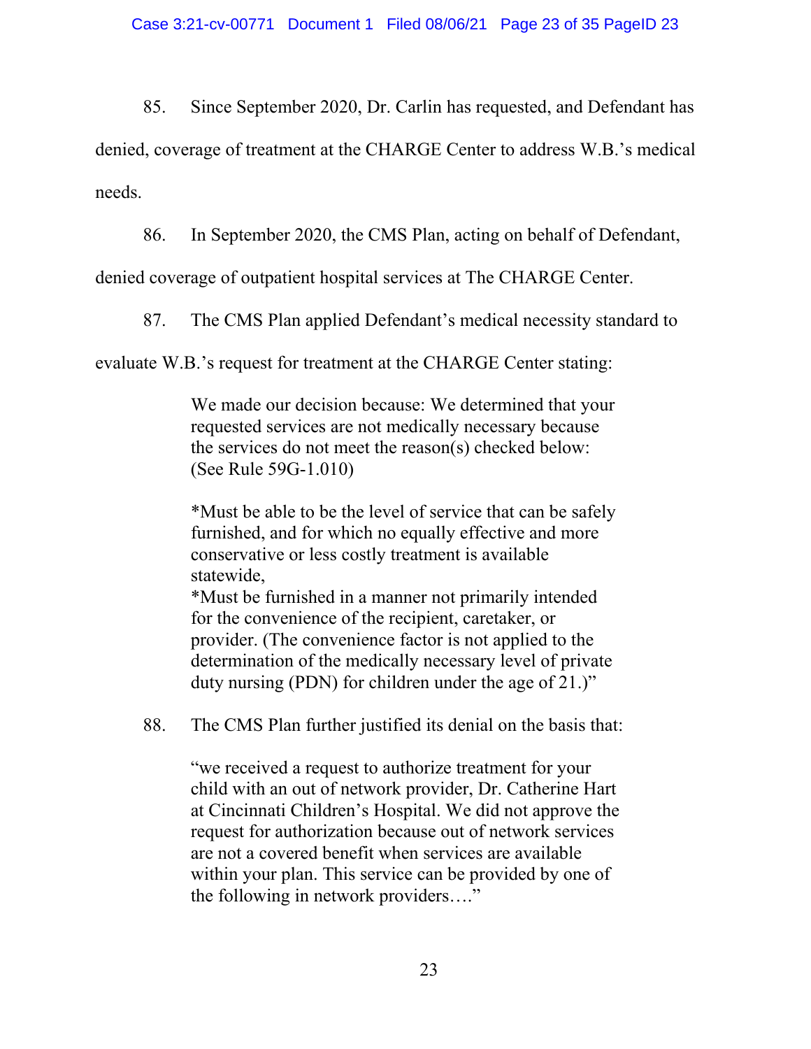85. Since September 2020, Dr. Carlin has requested, and Defendant has denied, coverage of treatment at the CHARGE Center to address W.B.'s medical needs.

86. In September 2020, the CMS Plan, acting on behalf of Defendant, denied coverage of outpatient hospital services at The CHARGE Center.

87. The CMS Plan applied Defendant's medical necessity standard to evaluate W.B.'s request for treatment at the CHARGE Center stating:

> We made our decision because: We determined that your requested services are not medically necessary because the services do not meet the reason(s) checked below: (See Rule 59G-1.010)
>
> *Must be able to be the level of service that can be safely furnished, and for which no equally effective and more conservative or less costly treatment is available statewide,
> *Must be furnished in a manner not primarily intended for the convenience of the recipient, caretaker, or provider. (The convenience factor is not applied to the determination of the medically necessary level of private duty nursing (PDN) for children under the age of 21.)"

88. The CMS Plan further justified its denial on the basis that:

> "we received a request to authorize treatment for your child with an out of network provider, Dr. Catherine Hart at Cincinnati Children's Hospital. We did not approve the request for authorization because out of network services are not a covered benefit when services are available within your plan. This service can be provided by one of the following in network providers…."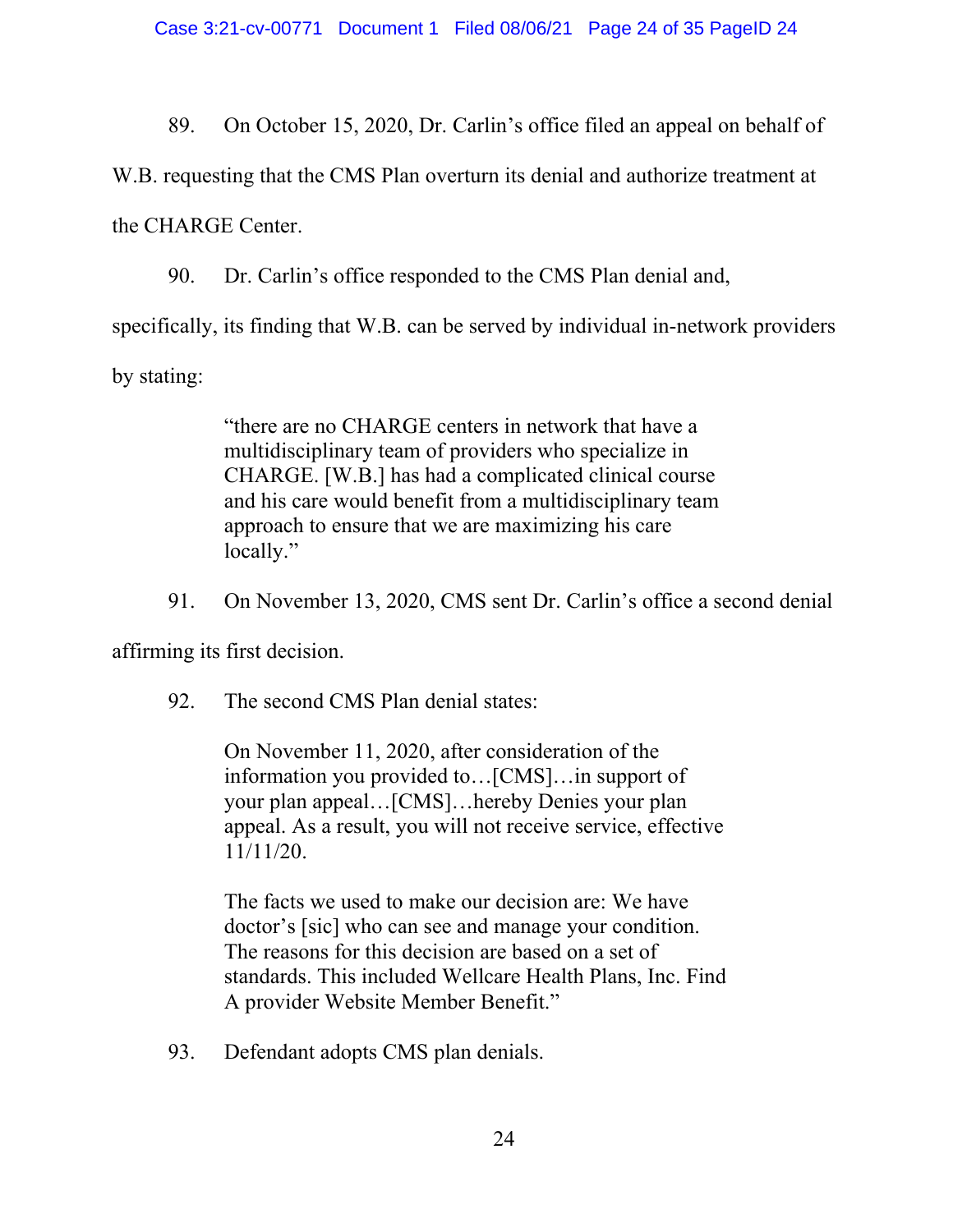89. On October 15, 2020, Dr. Carlin's office filed an appeal on behalf of W.B. requesting that the CMS Plan overturn its denial and authorize treatment at the CHARGE Center.

90. Dr. Carlin's office responded to the CMS Plan denial and, specifically, its finding that W.B. can be served by individual in-network providers by stating:

> "there are no CHARGE centers in network that have a multidisciplinary team of providers who specialize in CHARGE. [W.B.] has had a complicated clinical course and his care would benefit from a multidisciplinary team approach to ensure that we are maximizing his care locally."

91. On November 13, 2020, CMS sent Dr. Carlin's office a second denial affirming its first decision.

92. The second CMS Plan denial states:

> On November 11, 2020, after consideration of the information you provided to…[CMS]…in support of your plan appeal…[CMS]…hereby Denies your plan appeal. As a result, you will not receive service, effective 11/11/20.
>
> The facts we used to make our decision are: We have doctor's [sic] who can see and manage your condition. The reasons for this decision are based on a set of standards. This included Wellcare Health Plans, Inc. Find A provider Website Member Benefit."

93. Defendant adopts CMS plan denials.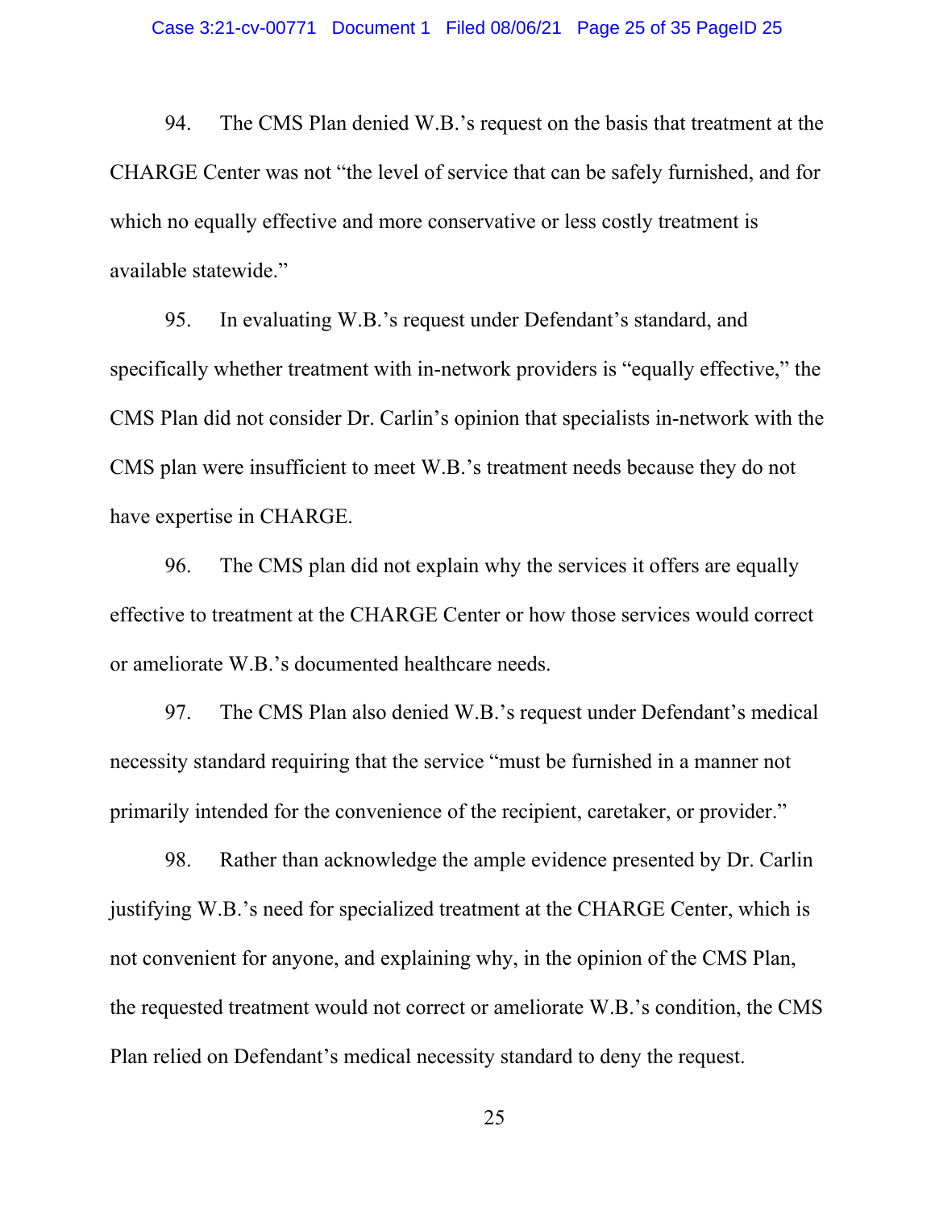94. The CMS Plan denied W.B.'s request on the basis that treatment at the CHARGE Center was not "the level of service that can be safely furnished, and for which no equally effective and more conservative or less costly treatment is available statewide."

95. In evaluating W.B.'s request under Defendant's standard, and specifically whether treatment with in-network providers is "equally effective," the CMS Plan did not consider Dr. Carlin's opinion that specialists in-network with the CMS plan were insufficient to meet W.B.'s treatment needs because they do not have expertise in CHARGE.

96. The CMS plan did not explain why the services it offers are equally effective to treatment at the CHARGE Center or how those services would correct or ameliorate W.B.'s documented healthcare needs.

97. The CMS Plan also denied W.B.'s request under Defendant's medical necessity standard requiring that the service "must be furnished in a manner not primarily intended for the convenience of the recipient, caretaker, or provider."

98. Rather than acknowledge the ample evidence presented by Dr. Carlin justifying W.B.'s need for specialized treatment at the CHARGE Center, which is not convenient for anyone, and explaining why, in the opinion of the CMS Plan, the requested treatment would not correct or ameliorate W.B.'s condition, the CMS Plan relied on Defendant's medical necessity standard to deny the request.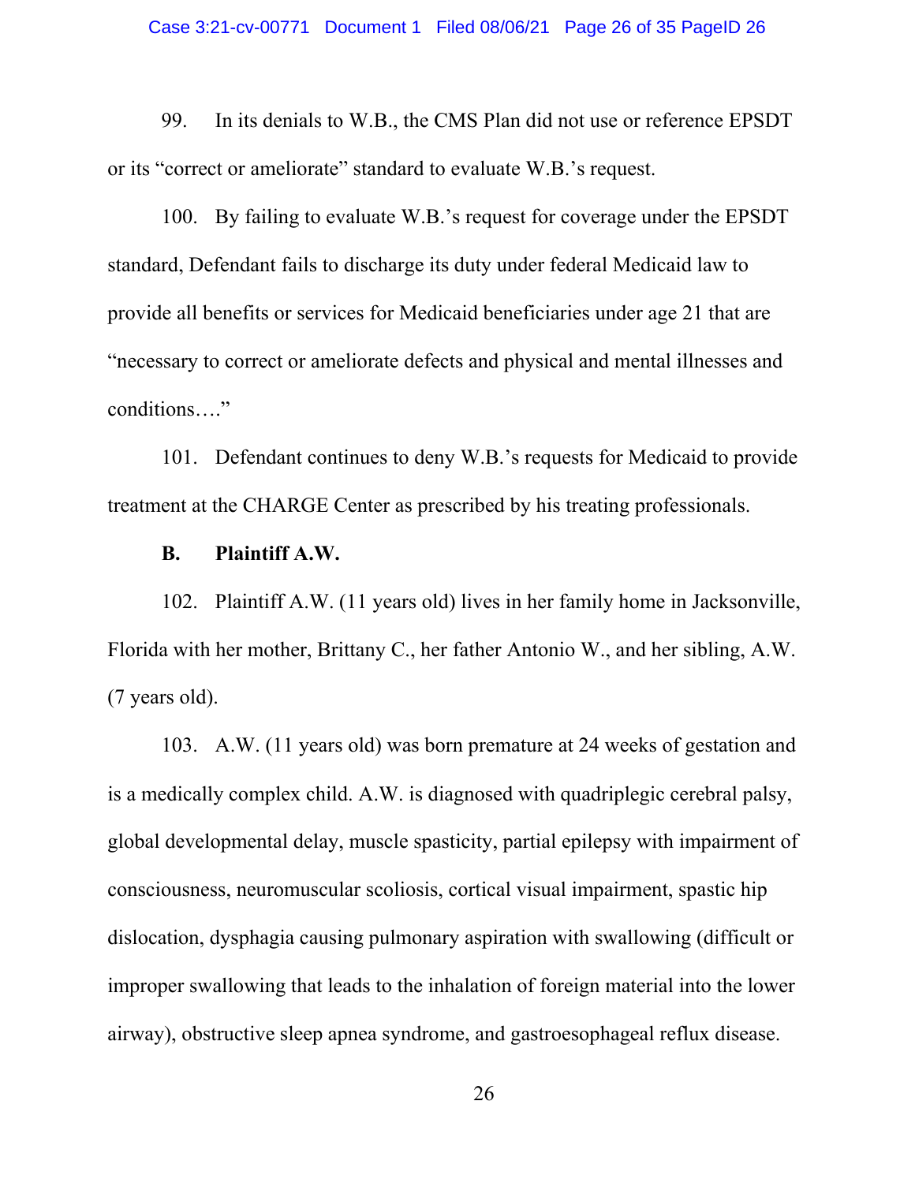99. In its denials to W.B., the CMS Plan did not use or reference EPSDT or its "correct or ameliorate" standard to evaluate W.B.'s request.

100. By failing to evaluate W.B.'s request for coverage under the EPSDT standard, Defendant fails to discharge its duty under federal Medicaid law to provide all benefits or services for Medicaid beneficiaries under age 21 that are "necessary to correct or ameliorate defects and physical and mental illnesses and conditions…."

101. Defendant continues to deny W.B.'s requests for Medicaid to provide treatment at the CHARGE Center as prescribed by his treating professionals.

**B. Plaintiff A.W.**

102. Plaintiff A.W. (11 years old) lives in her family home in Jacksonville, Florida with her mother, Brittany C., her father Antonio W., and her sibling, A.W. (7 years old).

103. A.W. (11 years old) was born premature at 24 weeks of gestation and is a medically complex child. A.W. is diagnosed with quadriplegic cerebral palsy, global developmental delay, muscle spasticity, partial epilepsy with impairment of consciousness, neuromuscular scoliosis, cortical visual impairment, spastic hip dislocation, dysphagia causing pulmonary aspiration with swallowing (difficult or improper swallowing that leads to the inhalation of foreign material into the lower airway), obstructive sleep apnea syndrome, and gastroesophageal reflux disease.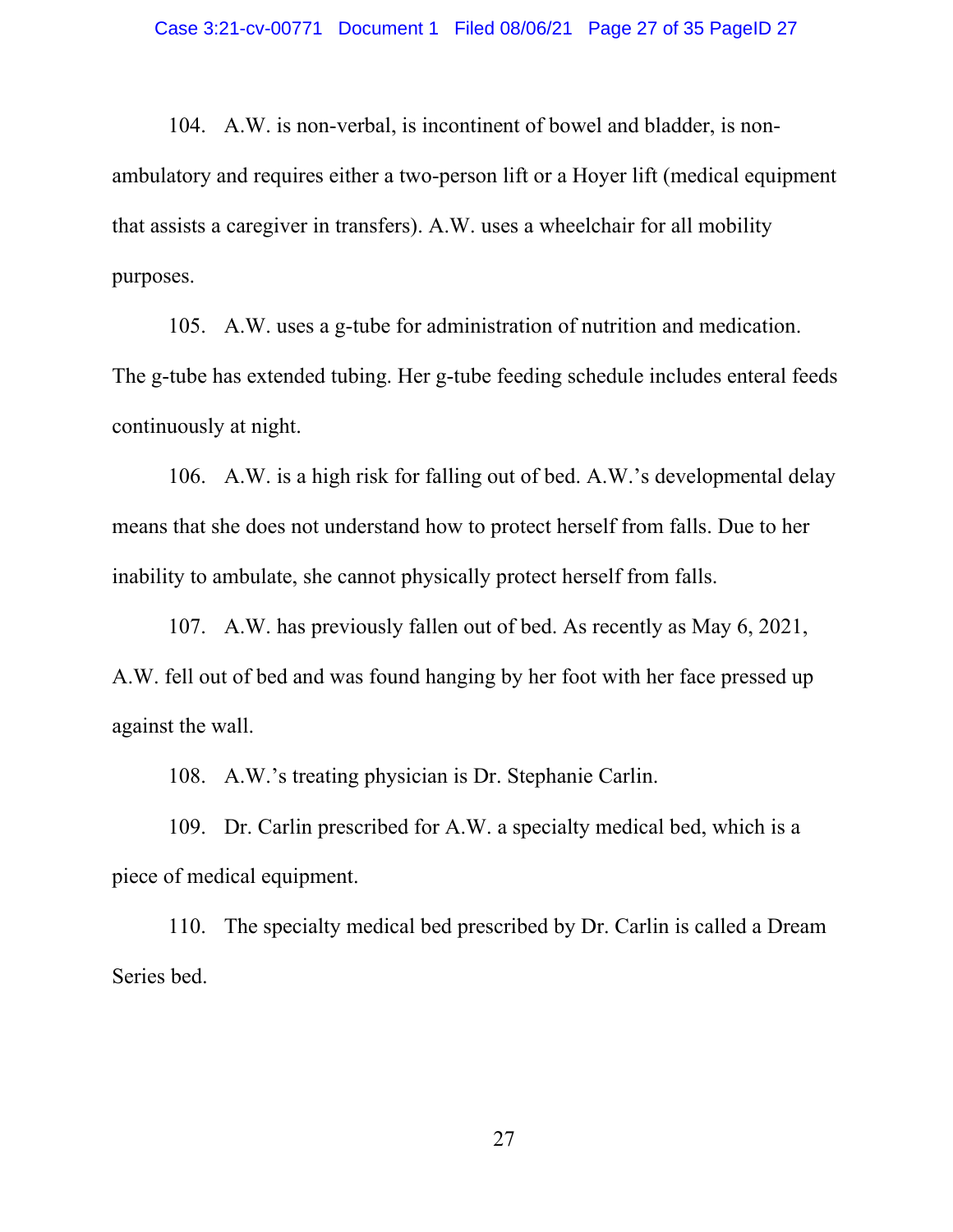104. A.W. is non-verbal, is incontinent of bowel and bladder, is non-ambulatory and requires either a two-person lift or a Hoyer lift (medical equipment that assists a caregiver in transfers). A.W. uses a wheelchair for all mobility purposes.

105. A.W. uses a g-tube for administration of nutrition and medication. The g-tube has extended tubing. Her g-tube feeding schedule includes enteral feeds continuously at night.

106. A.W. is a high risk for falling out of bed. A.W.'s developmental delay means that she does not understand how to protect herself from falls. Due to her inability to ambulate, she cannot physically protect herself from falls.

107. A.W. has previously fallen out of bed. As recently as May 6, 2021, A.W. fell out of bed and was found hanging by her foot with her face pressed up against the wall.

108. A.W.'s treating physician is Dr. Stephanie Carlin.

109. Dr. Carlin prescribed for A.W. a specialty medical bed, which is a piece of medical equipment.

110. The specialty medical bed prescribed by Dr. Carlin is called a Dream Series bed.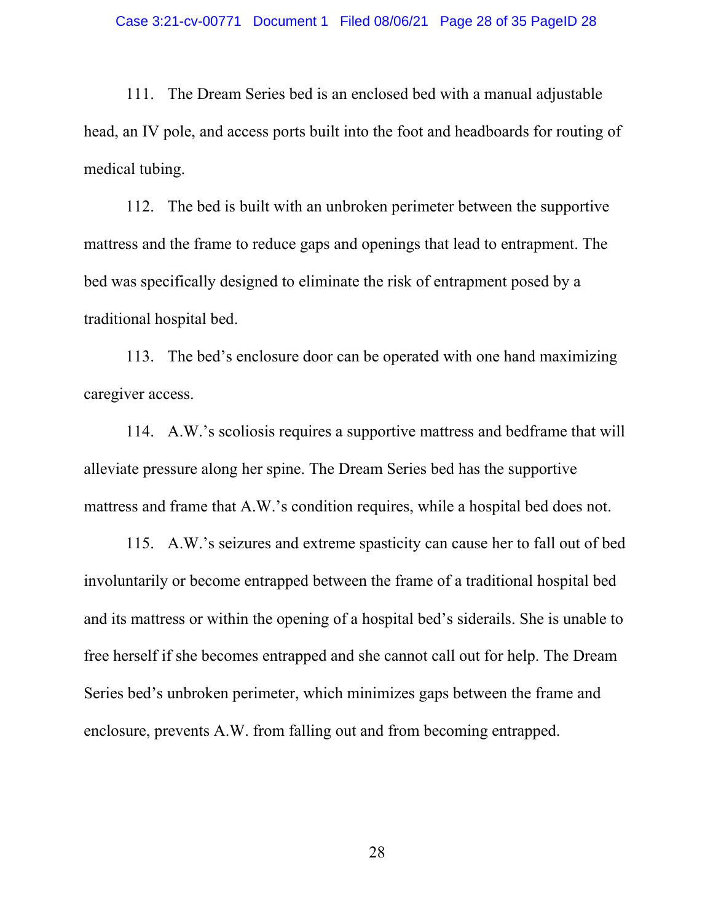111. The Dream Series bed is an enclosed bed with a manual adjustable head, an IV pole, and access ports built into the foot and headboards for routing of medical tubing.

112. The bed is built with an unbroken perimeter between the supportive mattress and the frame to reduce gaps and openings that lead to entrapment. The bed was specifically designed to eliminate the risk of entrapment posed by a traditional hospital bed.

113. The bed's enclosure door can be operated with one hand maximizing caregiver access.

114. A.W.'s scoliosis requires a supportive mattress and bedframe that will alleviate pressure along her spine. The Dream Series bed has the supportive mattress and frame that A.W.'s condition requires, while a hospital bed does not.

115. A.W.'s seizures and extreme spasticity can cause her to fall out of bed involuntarily or become entrapped between the frame of a traditional hospital bed and its mattress or within the opening of a hospital bed's siderails. She is unable to free herself if she becomes entrapped and she cannot call out for help. The Dream Series bed's unbroken perimeter, which minimizes gaps between the frame and enclosure, prevents A.W. from falling out and from becoming entrapped.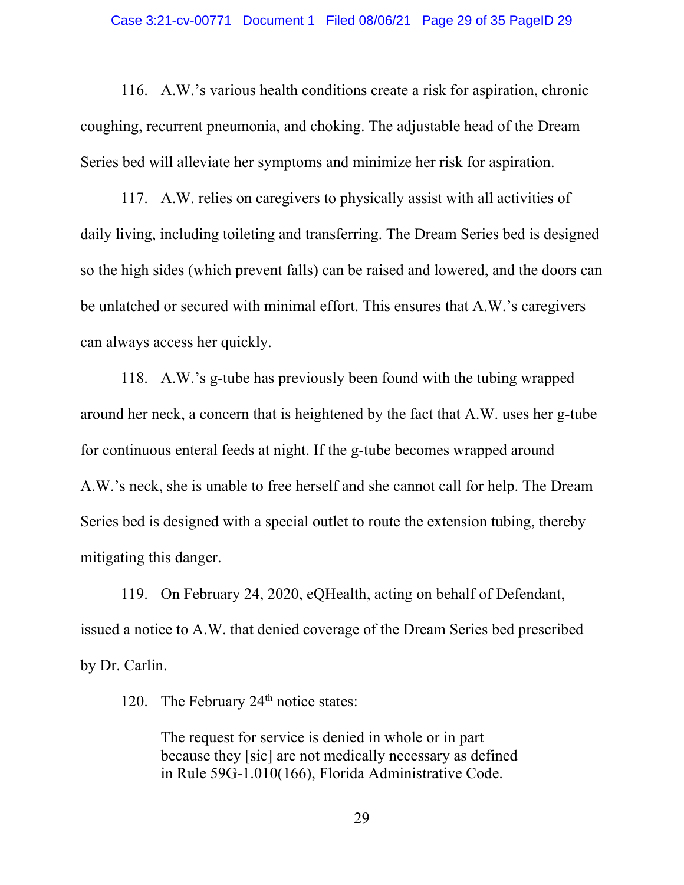116. A.W.'s various health conditions create a risk for aspiration, chronic coughing, recurrent pneumonia, and choking. The adjustable head of the Dream Series bed will alleviate her symptoms and minimize her risk for aspiration.

117. A.W. relies on caregivers to physically assist with all activities of daily living, including toileting and transferring. The Dream Series bed is designed so the high sides (which prevent falls) can be raised and lowered, and the doors can be unlatched or secured with minimal effort. This ensures that A.W.'s caregivers can always access her quickly.

118. A.W.'s g-tube has previously been found with the tubing wrapped around her neck, a concern that is heightened by the fact that A.W. uses her g-tube for continuous enteral feeds at night. If the g-tube becomes wrapped around A.W.'s neck, she is unable to free herself and she cannot call for help. The Dream Series bed is designed with a special outlet to route the extension tubing, thereby mitigating this danger.

119. On February 24, 2020, eQHealth, acting on behalf of Defendant, issued a notice to A.W. that denied coverage of the Dream Series bed prescribed by Dr. Carlin.

120. The February 24th notice states:

> The request for service is denied in whole or in part because they [sic] are not medically necessary as defined in Rule 59G-1.010(166), Florida Administrative Code.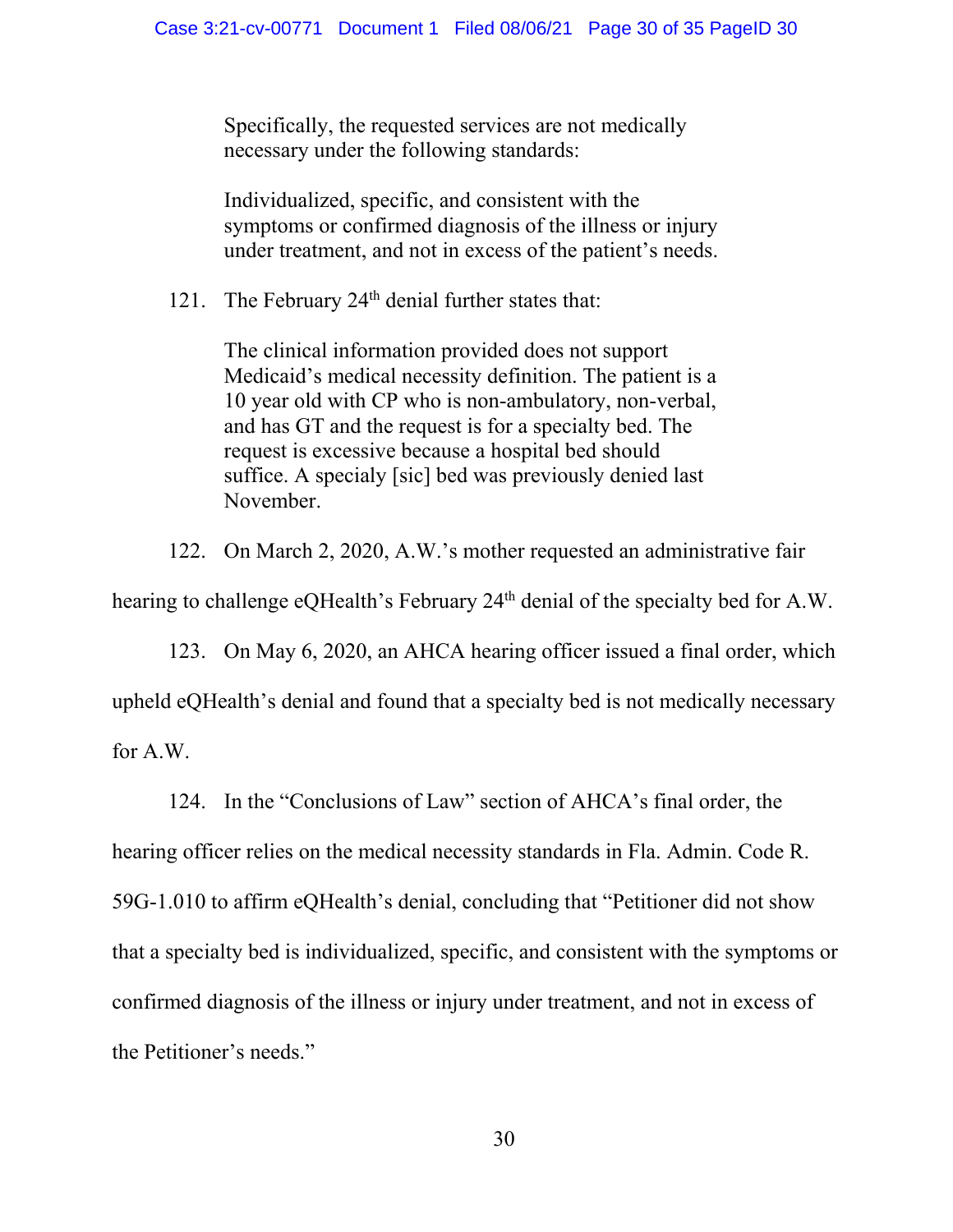> Specifically, the requested services are not medically necessary under the following standards:
>
> Individualized, specific, and consistent with the symptoms or confirmed diagnosis of the illness or injury under treatment, and not in excess of the patient's needs.

121. The February 24th denial further states that:

> The clinical information provided does not support Medicaid's medical necessity definition. The patient is a 10 year old with CP who is non-ambulatory, non-verbal, and has GT and the request is for a specialty bed. The request is excessive because a hospital bed should suffice. A specialy [sic] bed was previously denied last November.

122. On March 2, 2020, A.W.'s mother requested an administrative fair hearing to challenge eQHealth's February 24th denial of the specialty bed for A.W.

123. On May 6, 2020, an AHCA hearing officer issued a final order, which upheld eQHealth's denial and found that a specialty bed is not medically necessary for A.W.

124. In the "Conclusions of Law" section of AHCA's final order, the hearing officer relies on the medical necessity standards in Fla. Admin. Code R. 59G-1.010 to affirm eQHealth's denial, concluding that "Petitioner did not show that a specialty bed is individualized, specific, and consistent with the symptoms or confirmed diagnosis of the illness or injury under treatment, and not in excess of the Petitioner's needs."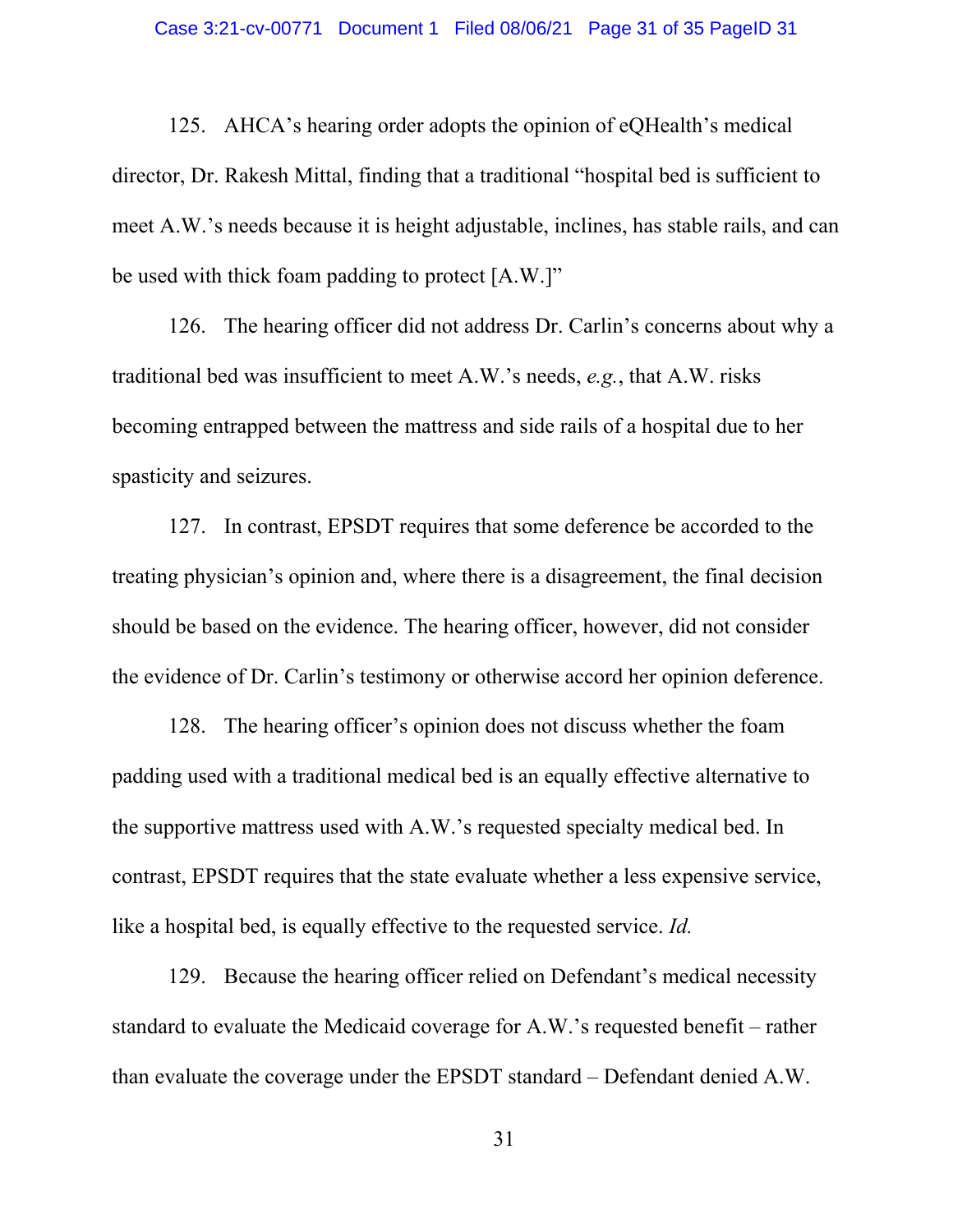125. AHCA's hearing order adopts the opinion of eQHealth's medical director, Dr. Rakesh Mittal, finding that a traditional "hospital bed is sufficient to meet A.W.'s needs because it is height adjustable, inclines, has stable rails, and can be used with thick foam padding to protect [A.W.]"

126. The hearing officer did not address Dr. Carlin's concerns about why a traditional bed was insufficient to meet A.W.'s needs, *e.g.*, that A.W. risks becoming entrapped between the mattress and side rails of a hospital due to her spasticity and seizures.

127. In contrast, EPSDT requires that some deference be accorded to the treating physician's opinion and, where there is a disagreement, the final decision should be based on the evidence. The hearing officer, however, did not consider the evidence of Dr. Carlin's testimony or otherwise accord her opinion deference.

128. The hearing officer's opinion does not discuss whether the foam padding used with a traditional medical bed is an equally effective alternative to the supportive mattress used with A.W.'s requested specialty medical bed. In contrast, EPSDT requires that the state evaluate whether a less expensive service, like a hospital bed, is equally effective to the requested service. *Id.*

129. Because the hearing officer relied on Defendant's medical necessity standard to evaluate the Medicaid coverage for A.W.'s requested benefit – rather than evaluate the coverage under the EPSDT standard – Defendant denied A.W.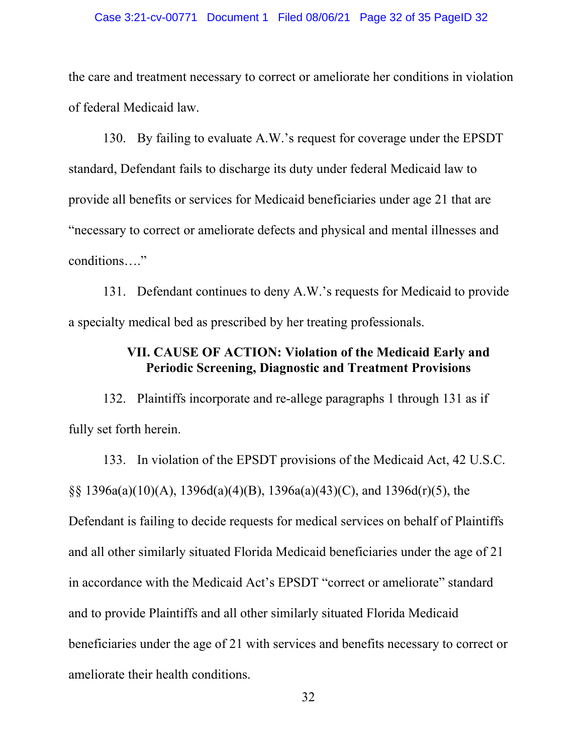the care and treatment necessary to correct or ameliorate her conditions in violation of federal Medicaid law.

130. By failing to evaluate A.W.'s request for coverage under the EPSDT standard, Defendant fails to discharge its duty under federal Medicaid law to provide all benefits or services for Medicaid beneficiaries under age 21 that are "necessary to correct or ameliorate defects and physical and mental illnesses and conditions…."

131. Defendant continues to deny A.W.'s requests for Medicaid to provide a specialty medical bed as prescribed by her treating professionals.

## VII. CAUSE OF ACTION: Violation of the Medicaid Early and Periodic Screening, Diagnostic and Treatment Provisions

132. Plaintiffs incorporate and re-allege paragraphs 1 through 131 as if fully set forth herein.

133. In violation of the EPSDT provisions of the Medicaid Act, 42 U.S.C. §§ 1396a(a)(10)(A), 1396d(a)(4)(B), 1396a(a)(43)(C), and 1396d(r)(5), the Defendant is failing to decide requests for medical services on behalf of Plaintiffs and all other similarly situated Florida Medicaid beneficiaries under the age of 21 in accordance with the Medicaid Act's EPSDT "correct or ameliorate" standard and to provide Plaintiffs and all other similarly situated Florida Medicaid beneficiaries under the age of 21 with services and benefits necessary to correct or ameliorate their health conditions.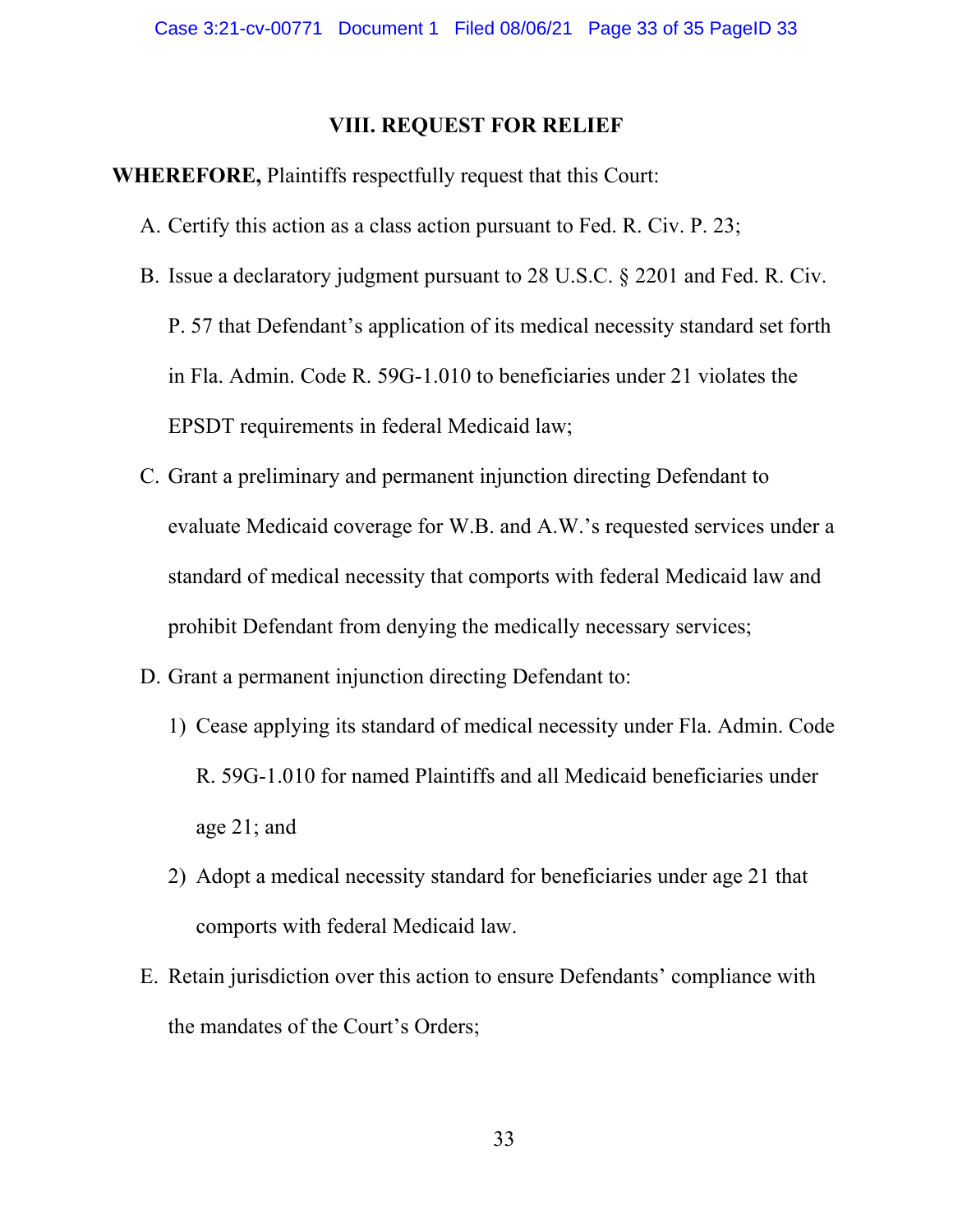## VIII. REQUEST FOR RELIEF

**WHEREFORE,** Plaintiffs respectfully request that this Court:

A. Certify this action as a class action pursuant to Fed. R. Civ. P. 23;

B. Issue a declaratory judgment pursuant to 28 U.S.C. § 2201 and Fed. R. Civ. P. 57 that Defendant's application of its medical necessity standard set forth in Fla. Admin. Code R. 59G-1.010 to beneficiaries under 21 violates the EPSDT requirements in federal Medicaid law;

C. Grant a preliminary and permanent injunction directing Defendant to evaluate Medicaid coverage for W.B. and A.W.'s requested services under a standard of medical necessity that comports with federal Medicaid law and prohibit Defendant from denying the medically necessary services;

D. Grant a permanent injunction directing Defendant to:

   1) Cease applying its standard of medical necessity under Fla. Admin. Code R. 59G-1.010 for named Plaintiffs and all Medicaid beneficiaries under age 21; and

   2) Adopt a medical necessity standard for beneficiaries under age 21 that comports with federal Medicaid law.

E. Retain jurisdiction over this action to ensure Defendants' compliance with the mandates of the Court's Orders;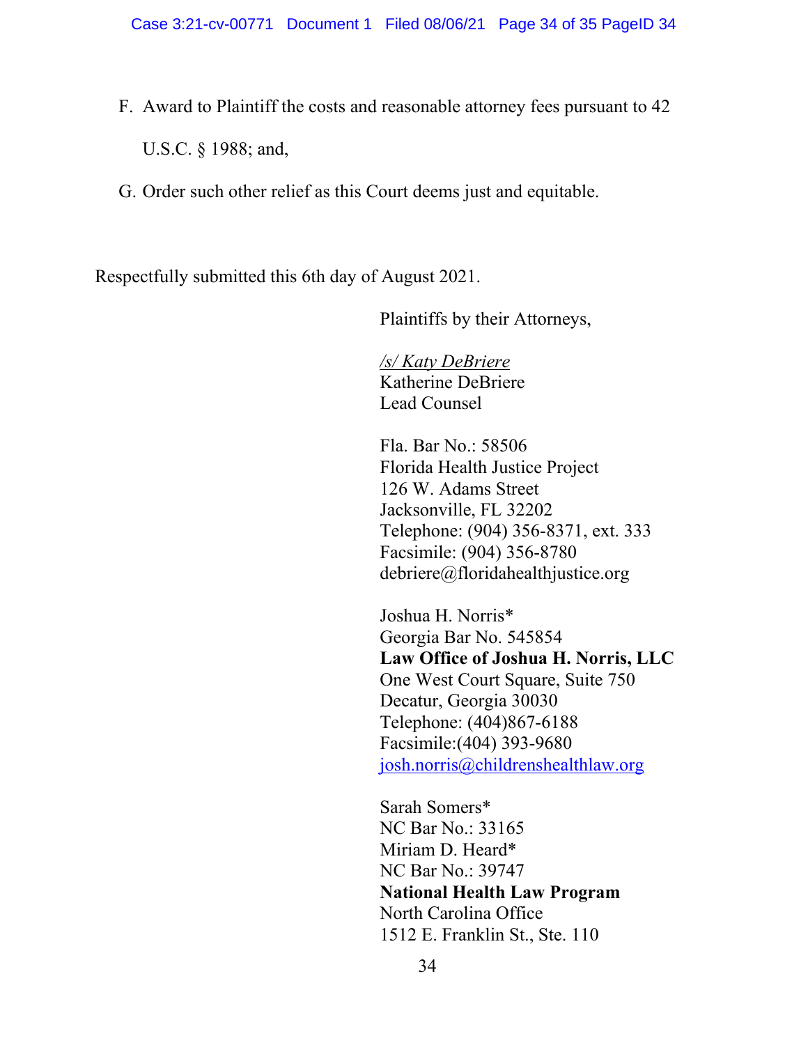F. Award to Plaintiff the costs and reasonable attorney fees pursuant to 42 U.S.C. § 1988; and,

G. Order such other relief as this Court deems just and equitable.

Respectfully submitted this 6th day of August 2021.

Plaintiffs by their Attorneys,

*/s/ Katy DeBriere*
Katherine DeBriere
Lead Counsel

Fla. Bar No.: 58506
Florida Health Justice Project
126 W. Adams Street
Jacksonville, FL 32202
Telephone: (904) 356-8371, ext. 333
Facsimile: (904) 356-8780
debriere@floridahealthjustice.org

Joshua H. Norris*
Georgia Bar No. 545854
**Law Office of Joshua H. Norris, LLC**
One West Court Square, Suite 750
Decatur, Georgia 30030
Telephone: (404)867-6188
Facsimile:(404) 393-9680
josh.norris@childrenshealthlaw.org

Sarah Somers*
NC Bar No.: 33165
Miriam D. Heard*
NC Bar No.: 39747
**National Health Law Program**
North Carolina Office
1512 E. Franklin St., Ste. 110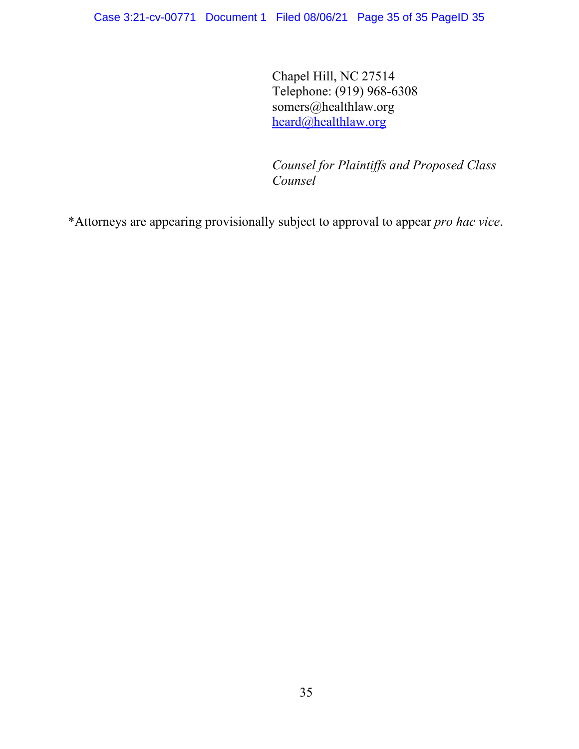Chapel Hill, NC 27514
Telephone: (919) 968-6308
somers@healthlaw.org
heard@healthlaw.org

*Counsel for Plaintiffs and Proposed Class Counsel*

*Attorneys are appearing provisionally subject to approval to appear *pro hac vice*.